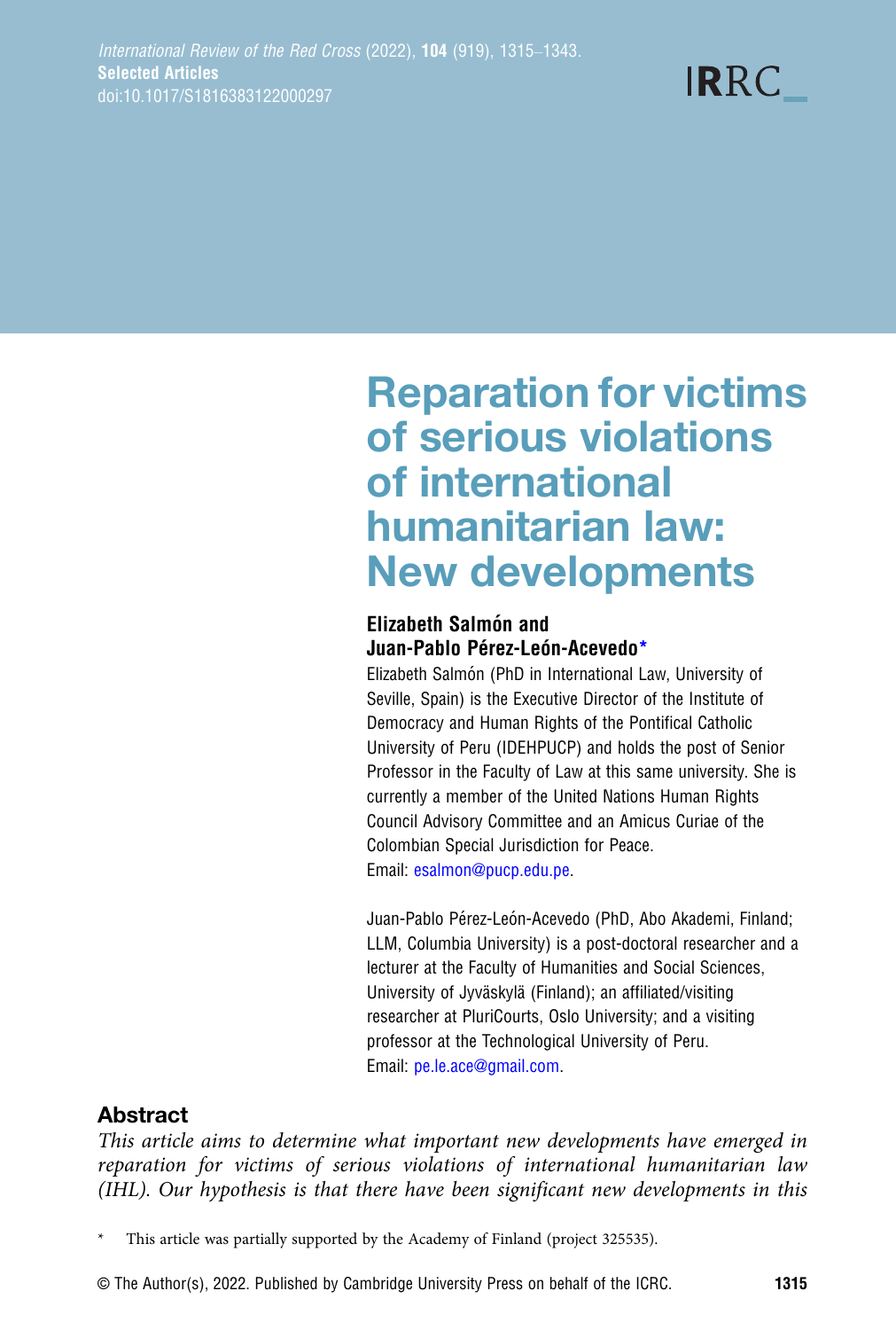# Reparation for victims of serious violations of international humanitarian law: New developments

**Elizabeth Salmón and Juan-Pablo Pérez-León-Acevedo***

Elizabeth Salmón (PhD in International Law, University of Seville, Spain) is the Executive Director of the Institute of Democracy and Human Rights of the Pontifical Catholic University of Peru (IDEHPUCP) and holds the post of Senior Professor in the Faculty of Law at this same university. She is currently a member of the United Nations Human Rights Council Advisory Committee and an Amicus Curiae of the Colombian Special Jurisdiction for Peace. Email: esalmon@pucp.edu.pe.

Juan-Pablo Pérez-León-Acevedo (PhD, Abo Akademi, Finland; LLM, Columbia University) is a post-doctoral researcher and a lecturer at the Faculty of Humanities and Social Sciences, University of Jyväskylä (Finland); an affiliated/visiting researcher at PluriCourts, Oslo University; and a visiting professor at the Technological University of Peru. Email: pe.le.ace@gmail.com.

## Abstract

*This article aims to determine what important new developments have emerged in reparation for victims of serious violations of international humanitarian law (IHL). Our hypothesis is that there have been significant new developments in this*

\* This article was partially supported by the Academy of Finland (project 325535).

© The Author(s), 2022. Published by Cambridge University Press on behalf of the ICRC.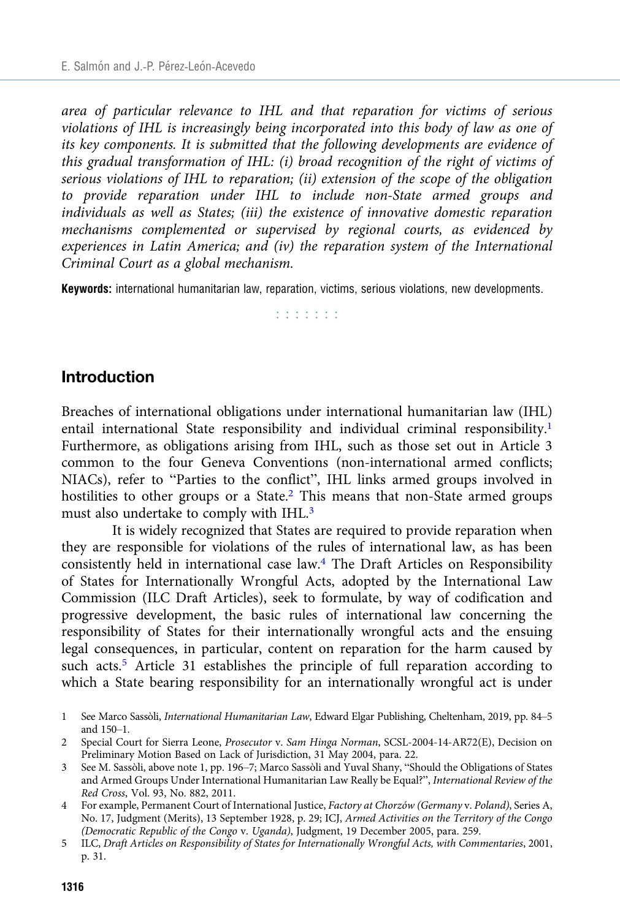*area of particular relevance to IHL and that reparation for victims of serious violations of IHL is increasingly being incorporated into this body of law as one of its key components. It is submitted that the following developments are evidence of this gradual transformation of IHL: (i) broad recognition of the right of victims of serious violations of IHL to reparation; (ii) extension of the scope of the obligation to provide reparation under IHL to include non-State armed groups and individuals as well as States; (iii) the existence of innovative domestic reparation mechanisms complemented or supervised by regional courts, as evidenced by experiences in Latin America; and (iv) the reparation system of the International Criminal Court as a global mechanism.*

**Keywords:** international humanitarian law, reparation, victims, serious violations, new developments.

## Introduction

Breaches of international obligations under international humanitarian law (IHL) entail international State responsibility and individual criminal responsibility.[1] Furthermore, as obligations arising from IHL, such as those set out in Article 3 common to the four Geneva Conventions (non-international armed conflicts; NIACs), refer to "Parties to the conflict", IHL links armed groups involved in hostilities to other groups or a State.[2] This means that non-State armed groups must also undertake to comply with IHL.[3]

It is widely recognized that States are required to provide reparation when they are responsible for violations of the rules of international law, as has been consistently held in international case law.[4] The Draft Articles on Responsibility of States for Internationally Wrongful Acts, adopted by the International Law Commission (ILC Draft Articles), seek to formulate, by way of codification and progressive development, the basic rules of international law concerning the responsibility of States for their internationally wrongful acts and the ensuing legal consequences, in particular, content on reparation for the harm caused by such acts.[5] Article 31 establishes the principle of full reparation according to which a State bearing responsibility for an internationally wrongful act is under

1 See Marco Sassòli, *International Humanitarian Law*, Edward Elgar Publishing, Cheltenham, 2019, pp. 84–5 and 150–1.

2 Special Court for Sierra Leone, *Prosecutor* v. *Sam Hinga Norman*, SCSL-2004-14-AR72(E), Decision on Preliminary Motion Based on Lack of Jurisdiction, 31 May 2004, para. 22.

3 See M. Sassòli, above note 1, pp. 196–7; Marco Sassòli and Yuval Shany, "Should the Obligations of States and Armed Groups Under International Humanitarian Law Really be Equal?", *International Review of the Red Cross*, Vol. 93, No. 882, 2011.

4 For example, Permanent Court of International Justice, *Factory at Chorzów (Germany* v. *Poland)*, Series A, No. 17, Judgment (Merits), 13 September 1928, p. 29; ICJ, *Armed Activities on the Territory of the Congo (Democratic Republic of the Congo* v. *Uganda)*, Judgment, 19 December 2005, para. 259.

5 ILC, *Draft Articles on Responsibility of States for Internationally Wrongful Acts, with Commentaries*, 2001, p. 31.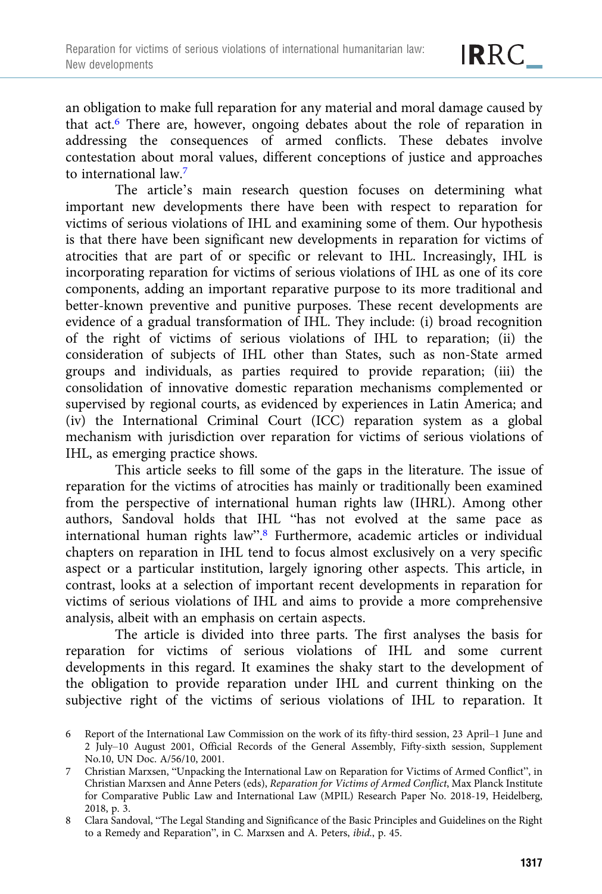an obligation to make full reparation for any material and moral damage caused by that act.[6] There are, however, ongoing debates about the role of reparation in addressing the consequences of armed conflicts. These debates involve contestation about moral values, different conceptions of justice and approaches to international law.[7]

The article's main research question focuses on determining what important new developments there have been with respect to reparation for victims of serious violations of IHL and examining some of them. Our hypothesis is that there have been significant new developments in reparation for victims of atrocities that are part of or specific or relevant to IHL. Increasingly, IHL is incorporating reparation for victims of serious violations of IHL as one of its core components, adding an important reparative purpose to its more traditional and better-known preventive and punitive purposes. These recent developments are evidence of a gradual transformation of IHL. They include: (i) broad recognition of the right of victims of serious violations of IHL to reparation; (ii) the consideration of subjects of IHL other than States, such as non-State armed groups and individuals, as parties required to provide reparation; (iii) the consolidation of innovative domestic reparation mechanisms complemented or supervised by regional courts, as evidenced by experiences in Latin America; and (iv) the International Criminal Court (ICC) reparation system as a global mechanism with jurisdiction over reparation for victims of serious violations of IHL, as emerging practice shows.

This article seeks to fill some of the gaps in the literature. The issue of reparation for the victims of atrocities has mainly or traditionally been examined from the perspective of international human rights law (IHRL). Among other authors, Sandoval holds that IHL "has not evolved at the same pace as international human rights law".[8] Furthermore, academic articles or individual chapters on reparation in IHL tend to focus almost exclusively on a very specific aspect or a particular institution, largely ignoring other aspects. This article, in contrast, looks at a selection of important recent developments in reparation for victims of serious violations of IHL and aims to provide a more comprehensive analysis, albeit with an emphasis on certain aspects.

The article is divided into three parts. The first analyses the basis for reparation for victims of serious violations of IHL and some current developments in this regard. It examines the shaky start to the development of the obligation to provide reparation under IHL and current thinking on the subjective right of the victims of serious violations of IHL to reparation. It

6 Report of the International Law Commission on the work of its fifty-third session, 23 April–1 June and 2 July–10 August 2001, Official Records of the General Assembly, Fifty-sixth session, Supplement No.10, UN Doc. A/56/10, 2001.

7 Christian Marxsen, "Unpacking the International Law on Reparation for Victims of Armed Conflict", in Christian Marxsen and Anne Peters (eds), *Reparation for Victims of Armed Conflict*, Max Planck Institute for Comparative Public Law and International Law (MPIL) Research Paper No. 2018-19, Heidelberg, 2018, p. 3.

8 Clara Sandoval, "The Legal Standing and Significance of the Basic Principles and Guidelines on the Right to a Remedy and Reparation", in C. Marxsen and A. Peters, *ibid.*, p. 45.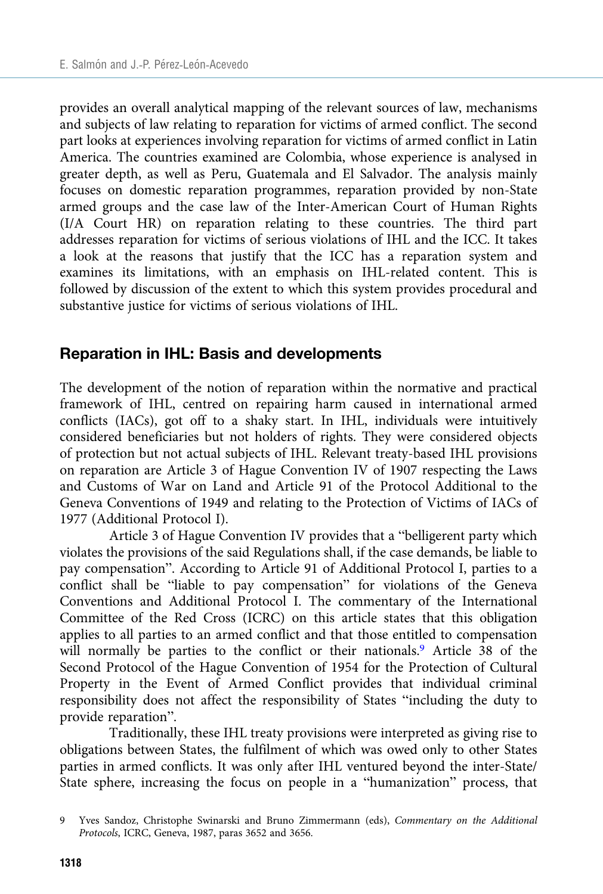provides an overall analytical mapping of the relevant sources of law, mechanisms and subjects of law relating to reparation for victims of armed conflict. The second part looks at experiences involving reparation for victims of armed conflict in Latin America. The countries examined are Colombia, whose experience is analysed in greater depth, as well as Peru, Guatemala and El Salvador. The analysis mainly focuses on domestic reparation programmes, reparation provided by non-State armed groups and the case law of the Inter-American Court of Human Rights (I/A Court HR) on reparation relating to these countries. The third part addresses reparation for victims of serious violations of IHL and the ICC. It takes a look at the reasons that justify that the ICC has a reparation system and examines its limitations, with an emphasis on IHL-related content. This is followed by discussion of the extent to which this system provides procedural and substantive justice for victims of serious violations of IHL.

## Reparation in IHL: Basis and developments

The development of the notion of reparation within the normative and practical framework of IHL, centred on repairing harm caused in international armed conflicts (IACs), got off to a shaky start. In IHL, individuals were intuitively considered beneficiaries but not holders of rights. They were considered objects of protection but not actual subjects of IHL. Relevant treaty-based IHL provisions on reparation are Article 3 of Hague Convention IV of 1907 respecting the Laws and Customs of War on Land and Article 91 of the Protocol Additional to the Geneva Conventions of 1949 and relating to the Protection of Victims of IACs of 1977 (Additional Protocol I).

Article 3 of Hague Convention IV provides that a "belligerent party which violates the provisions of the said Regulations shall, if the case demands, be liable to pay compensation". According to Article 91 of Additional Protocol I, parties to a conflict shall be "liable to pay compensation" for violations of the Geneva Conventions and Additional Protocol I. The commentary of the International Committee of the Red Cross (ICRC) on this article states that this obligation applies to all parties to an armed conflict and that those entitled to compensation will normally be parties to the conflict or their nationals.[9] Article 38 of the Second Protocol of the Hague Convention of 1954 for the Protection of Cultural Property in the Event of Armed Conflict provides that individual criminal responsibility does not affect the responsibility of States "including the duty to provide reparation".

Traditionally, these IHL treaty provisions were interpreted as giving rise to obligations between States, the fulfilment of which was owed only to other States parties in armed conflicts. It was only after IHL ventured beyond the inter-State/State sphere, increasing the focus on people in a "humanization" process, that

9 Yves Sandoz, Christophe Swinarski and Bruno Zimmermann (eds), *Commentary on the Additional Protocols*, ICRC, Geneva, 1987, paras 3652 and 3656.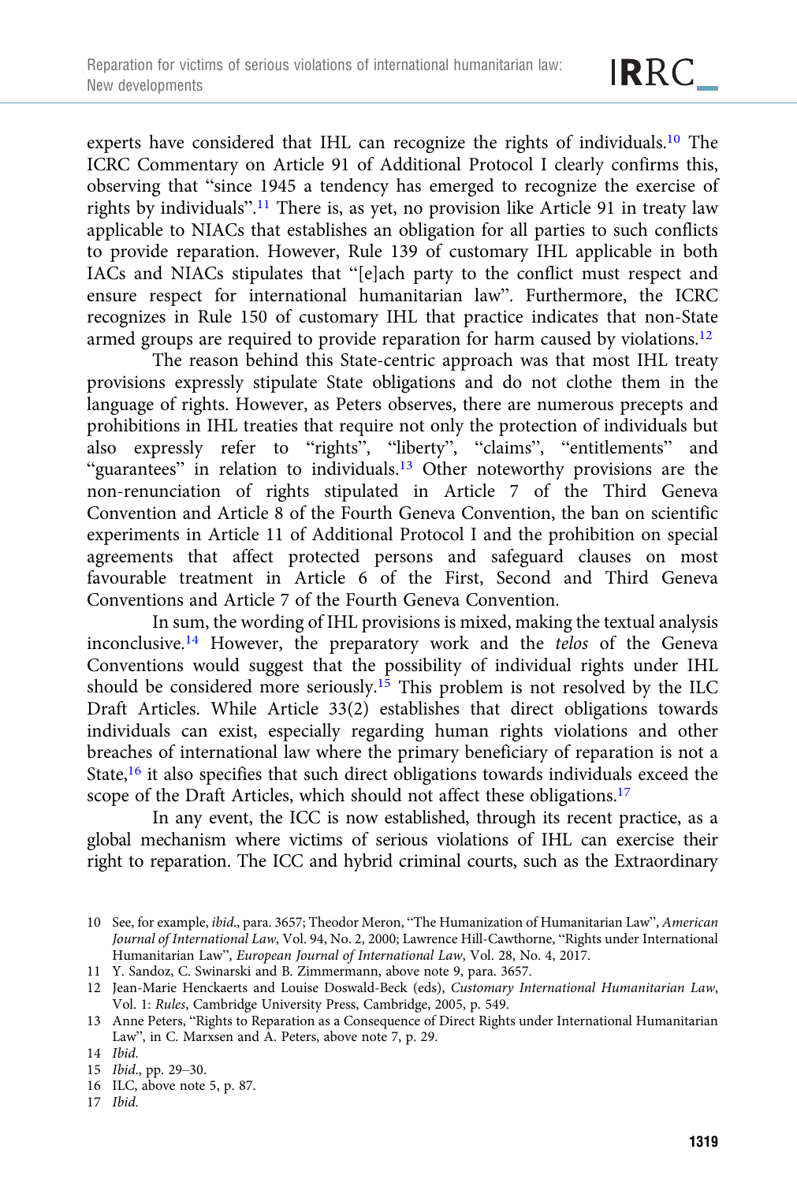experts have considered that IHL can recognize the rights of individuals.[10] The ICRC Commentary on Article 91 of Additional Protocol I clearly confirms this, observing that "since 1945 a tendency has emerged to recognize the exercise of rights by individuals".[11] There is, as yet, no provision like Article 91 in treaty law applicable to NIACs that establishes an obligation for all parties to such conflicts to provide reparation. However, Rule 139 of customary IHL applicable in both IACs and NIACs stipulates that "[e]ach party to the conflict must respect and ensure respect for international humanitarian law". Furthermore, the ICRC recognizes in Rule 150 of customary IHL that practice indicates that non-State armed groups are required to provide reparation for harm caused by violations.[12]

The reason behind this State-centric approach was that most IHL treaty provisions expressly stipulate State obligations and do not clothe them in the language of rights. However, as Peters observes, there are numerous precepts and prohibitions in IHL treaties that require not only the protection of individuals but also expressly refer to "rights", "liberty", "claims", "entitlements" and "guarantees" in relation to individuals.[13] Other noteworthy provisions are the non-renunciation of rights stipulated in Article 7 of the Third Geneva Convention and Article 8 of the Fourth Geneva Convention, the ban on scientific experiments in Article 11 of Additional Protocol I and the prohibition on special agreements that affect protected persons and safeguard clauses on most favourable treatment in Article 6 of the First, Second and Third Geneva Conventions and Article 7 of the Fourth Geneva Convention.

In sum, the wording of IHL provisions is mixed, making the textual analysis inconclusive.[14] However, the preparatory work and the *telos* of the Geneva Conventions would suggest that the possibility of individual rights under IHL should be considered more seriously.[15] This problem is not resolved by the ILC Draft Articles. While Article 33(2) establishes that direct obligations towards individuals can exist, especially regarding human rights violations and other breaches of international law where the primary beneficiary of reparation is not a State,[16] it also specifies that such direct obligations towards individuals exceed the scope of the Draft Articles, which should not affect these obligations.[17]

In any event, the ICC is now established, through its recent practice, as a global mechanism where victims of serious violations of IHL can exercise their right to reparation. The ICC and hybrid criminal courts, such as the Extraordinary

10 See, for example, *ibid.*, para. 3657; Theodor Meron, "The Humanization of Humanitarian Law", *American Journal of International Law*, Vol. 94, No. 2, 2000; Lawrence Hill-Cawthorne, "Rights under International Humanitarian Law", *European Journal of International Law*, Vol. 28, No. 4, 2017.

11 Y. Sandoz, C. Swinarski and B. Zimmermann, above note 9, para. 3657.

12 Jean-Marie Henckaerts and Louise Doswald-Beck (eds), *Customary International Humanitarian Law*, Vol. 1: *Rules*, Cambridge University Press, Cambridge, 2005, p. 549.

13 Anne Peters, "Rights to Reparation as a Consequence of Direct Rights under International Humanitarian Law", in C. Marxsen and A. Peters, above note 7, p. 29.

14 *Ibid.*

15 *Ibid.*, pp. 29–30.

16 ILC, above note 5, p. 87.

17 *Ibid.*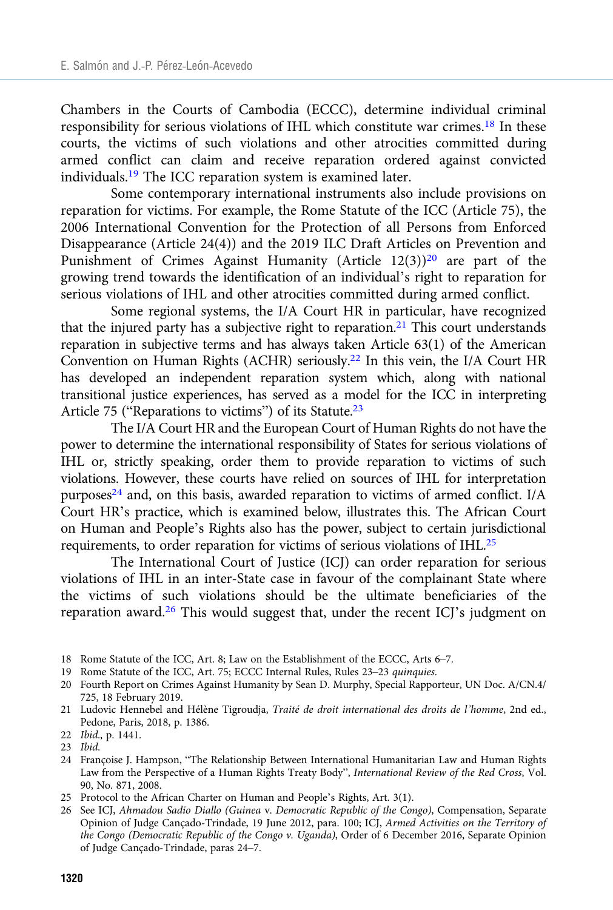Chambers in the Courts of Cambodia (ECCC), determine individual criminal responsibility for serious violations of IHL which constitute war crimes.[18] In these courts, the victims of such violations and other atrocities committed during armed conflict can claim and receive reparation ordered against convicted individuals.[19] The ICC reparation system is examined later.

Some contemporary international instruments also include provisions on reparation for victims. For example, the Rome Statute of the ICC (Article 75), the 2006 International Convention for the Protection of all Persons from Enforced Disappearance (Article 24(4)) and the 2019 ILC Draft Articles on Prevention and Punishment of Crimes Against Humanity (Article 12(3))[20] are part of the growing trend towards the identification of an individual's right to reparation for serious violations of IHL and other atrocities committed during armed conflict.

Some regional systems, the I/A Court HR in particular, have recognized that the injured party has a subjective right to reparation.[21] This court understands reparation in subjective terms and has always taken Article 63(1) of the American Convention on Human Rights (ACHR) seriously.[22] In this vein, the I/A Court HR has developed an independent reparation system which, along with national transitional justice experiences, has served as a model for the ICC in interpreting Article 75 ("Reparations to victims") of its Statute.[23]

The I/A Court HR and the European Court of Human Rights do not have the power to determine the international responsibility of States for serious violations of IHL or, strictly speaking, order them to provide reparation to victims of such violations. However, these courts have relied on sources of IHL for interpretation purposes[24] and, on this basis, awarded reparation to victims of armed conflict. I/A Court HR's practice, which is examined below, illustrates this. The African Court on Human and People's Rights also has the power, subject to certain jurisdictional requirements, to order reparation for victims of serious violations of IHL.[25]

The International Court of Justice (ICJ) can order reparation for serious violations of IHL in an inter-State case in favour of the complainant State where the victims of such violations should be the ultimate beneficiaries of the reparation award.[26] This would suggest that, under the recent ICJ's judgment on

18 Rome Statute of the ICC, Art. 8; Law on the Establishment of the ECCC, Arts 6–7.

19 Rome Statute of the ICC, Art. 75; ECCC Internal Rules, Rules 23–23 *quinquies*.

20 Fourth Report on Crimes Against Humanity by Sean D. Murphy, Special Rapporteur, UN Doc. A/CN.4/725, 18 February 2019.

21 Ludovic Hennebel and Hélène Tigroudja, *Traité de droit international des droits de l'homme*, 2nd ed., Pedone, Paris, 2018, p. 1386.

22 *Ibid.*, p. 1441.

23 *Ibid.*

24 Françoise J. Hampson, "The Relationship Between International Humanitarian Law and Human Rights Law from the Perspective of a Human Rights Treaty Body", *International Review of the Red Cross*, Vol. 90, No. 871, 2008.

25 Protocol to the African Charter on Human and People's Rights, Art. 3(1).

26 See ICJ, *Ahmadou Sadio Diallo (Guinea* v. *Democratic Republic of the Congo)*, Compensation, Separate Opinion of Judge Cançado-Trindade, 19 June 2012, para. 100; ICJ, *Armed Activities on the Territory of the Congo (Democratic Republic of the Congo v. Uganda)*, Order of 6 December 2016, Separate Opinion of Judge Cançado-Trindade, paras 24–7.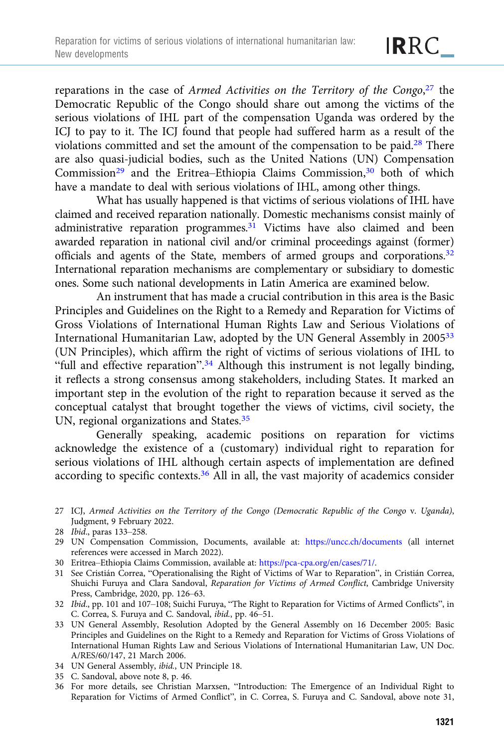reparations in the case of *Armed Activities on the Territory of the Congo*,[27] the Democratic Republic of the Congo should share out among the victims of the serious violations of IHL part of the compensation Uganda was ordered by the ICJ to pay to it. The ICJ found that people had suffered harm as a result of the violations committed and set the amount of the compensation to be paid.[28] There are also quasi-judicial bodies, such as the United Nations (UN) Compensation Commission[29] and the Eritrea–Ethiopia Claims Commission,[30] both of which have a mandate to deal with serious violations of IHL, among other things.

What has usually happened is that victims of serious violations of IHL have claimed and received reparation nationally. Domestic mechanisms consist mainly of administrative reparation programmes.[31] Victims have also claimed and been awarded reparation in national civil and/or criminal proceedings against (former) officials and agents of the State, members of armed groups and corporations.[32] International reparation mechanisms are complementary or subsidiary to domestic ones. Some such national developments in Latin America are examined below.

An instrument that has made a crucial contribution in this area is the Basic Principles and Guidelines on the Right to a Remedy and Reparation for Victims of Gross Violations of International Human Rights Law and Serious Violations of International Humanitarian Law, adopted by the UN General Assembly in 2005[33] (UN Principles), which affirm the right of victims of serious violations of IHL to "full and effective reparation".[34] Although this instrument is not legally binding, it reflects a strong consensus among stakeholders, including States. It marked an important step in the evolution of the right to reparation because it served as the conceptual catalyst that brought together the views of victims, civil society, the UN, regional organizations and States.[35]

Generally speaking, academic positions on reparation for victims acknowledge the existence of a (customary) individual right to reparation for serious violations of IHL although certain aspects of implementation are defined according to specific contexts.[36] All in all, the vast majority of academics consider

27 ICJ, *Armed Activities on the Territory of the Congo (Democratic Republic of the Congo* v. *Uganda)*, Judgment, 9 February 2022.

28 *Ibid*., paras 133–258.

29 UN Compensation Commission, Documents, available at: https://uncc.ch/documents (all internet references were accessed in March 2022).

30 Eritrea–Ethiopia Claims Commission, available at: https://pca-cpa.org/en/cases/71/.

31 See Cristián Correa, "Operationalising the Right of Victims of War to Reparation", in Cristián Correa, Shuichi Furuya and Clara Sandoval, *Reparation for Victims of Armed Conflict*, Cambridge University Press, Cambridge, 2020, pp. 126–63.

32 *Ibid*., pp. 101 and 107–108; Suichi Furuya, "The Right to Reparation for Victims of Armed Conflicts", in C. Correa, S. Furuya and C. Sandoval, *ibid*., pp. 46–51.

33 UN General Assembly, Resolution Adopted by the General Assembly on 16 December 2005: Basic Principles and Guidelines on the Right to a Remedy and Reparation for Victims of Gross Violations of International Human Rights Law and Serious Violations of International Humanitarian Law, UN Doc. A/RES/60/147, 21 March 2006.

34 UN General Assembly, *ibid*., UN Principle 18.

35 C. Sandoval, above note 8, p. 46.

36 For more details, see Christian Marxsen, "Introduction: The Emergence of an Individual Right to Reparation for Victims of Armed Conflict", in C. Correa, S. Furuya and C. Sandoval, above note 31,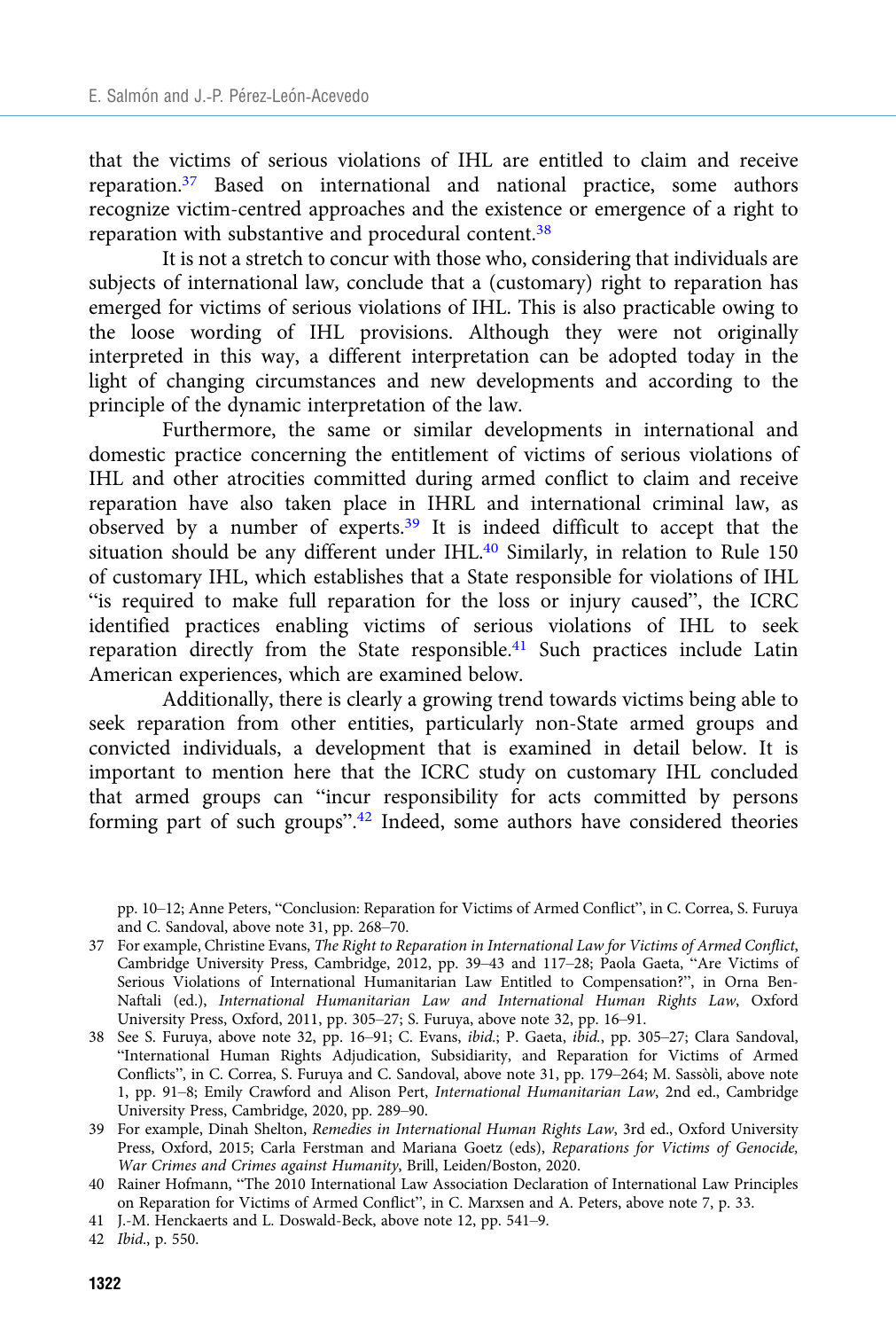that the victims of serious violations of IHL are entitled to claim and receive reparation.[37] Based on international and national practice, some authors recognize victim-centred approaches and the existence or emergence of a right to reparation with substantive and procedural content.[38]

It is not a stretch to concur with those who, considering that individuals are subjects of international law, conclude that a (customary) right to reparation has emerged for victims of serious violations of IHL. This is also practicable owing to the loose wording of IHL provisions. Although they were not originally interpreted in this way, a different interpretation can be adopted today in the light of changing circumstances and new developments and according to the principle of the dynamic interpretation of the law.

Furthermore, the same or similar developments in international and domestic practice concerning the entitlement of victims of serious violations of IHL and other atrocities committed during armed conflict to claim and receive reparation have also taken place in IHRL and international criminal law, as observed by a number of experts.[39] It is indeed difficult to accept that the situation should be any different under IHL.[40] Similarly, in relation to Rule 150 of customary IHL, which establishes that a State responsible for violations of IHL "is required to make full reparation for the loss or injury caused", the ICRC identified practices enabling victims of serious violations of IHL to seek reparation directly from the State responsible.[41] Such practices include Latin American experiences, which are examined below.

Additionally, there is clearly a growing trend towards victims being able to seek reparation from other entities, particularly non-State armed groups and convicted individuals, a development that is examined in detail below. It is important to mention here that the ICRC study on customary IHL concluded that armed groups can "incur responsibility for acts committed by persons forming part of such groups".[42] Indeed, some authors have considered theories

pp. 10–12; Anne Peters, "Conclusion: Reparation for Victims of Armed Conflict", in C. Correa, S. Furuya and C. Sandoval, above note 31, pp. 268–70.

37 For example, Christine Evans, *The Right to Reparation in International Law for Victims of Armed Conflict*, Cambridge University Press, Cambridge, 2012, pp. 39–43 and 117–28; Paola Gaeta, "Are Victims of Serious Violations of International Humanitarian Law Entitled to Compensation?", in Orna Ben-Naftali (ed.), *International Humanitarian Law and International Human Rights Law*, Oxford University Press, Oxford, 2011, pp. 305–27; S. Furuya, above note 32, pp. 16–91.

38 See S. Furuya, above note 32, pp. 16–91; C. Evans, *ibid.*; P. Gaeta, *ibid.*, pp. 305–27; Clara Sandoval, "International Human Rights Adjudication, Subsidiarity, and Reparation for Victims of Armed Conflicts", in C. Correa, S. Furuya and C. Sandoval, above note 31, pp. 179–264; M. Sassòli, above note 1, pp. 91–8; Emily Crawford and Alison Pert, *International Humanitarian Law*, 2nd ed., Cambridge University Press, Cambridge, 2020, pp. 289–90.

39 For example, Dinah Shelton, *Remedies in International Human Rights Law*, 3rd ed., Oxford University Press, Oxford, 2015; Carla Ferstman and Mariana Goetz (eds), *Reparations for Victims of Genocide, War Crimes and Crimes against Humanity*, Brill, Leiden/Boston, 2020.

40 Rainer Hofmann, "The 2010 International Law Association Declaration of International Law Principles on Reparation for Victims of Armed Conflict", in C. Marxsen and A. Peters, above note 7, p. 33.

41 J.-M. Henckaerts and L. Doswald-Beck, above note 12, pp. 541–9.

42 *Ibid.*, p. 550.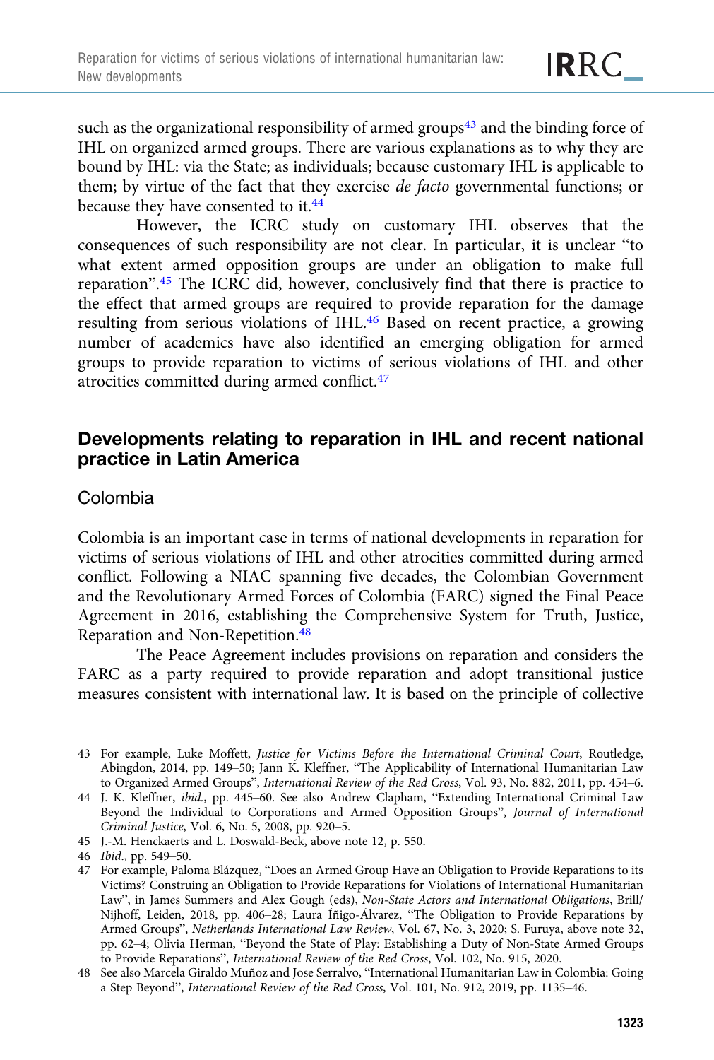such as the organizational responsibility of armed groups[43] and the binding force of IHL on organized armed groups. There are various explanations as to why they are bound by IHL: via the State; as individuals; because customary IHL is applicable to them; by virtue of the fact that they exercise *de facto* governmental functions; or because they have consented to it.[44]

However, the ICRC study on customary IHL observes that the consequences of such responsibility are not clear. In particular, it is unclear "to what extent armed opposition groups are under an obligation to make full reparation".[45] The ICRC did, however, conclusively find that there is practice to the effect that armed groups are required to provide reparation for the damage resulting from serious violations of IHL.[46] Based on recent practice, a growing number of academics have also identified an emerging obligation for armed groups to provide reparation to victims of serious violations of IHL and other atrocities committed during armed conflict.[47]

## Developments relating to reparation in IHL and recent national practice in Latin America

### Colombia

Colombia is an important case in terms of national developments in reparation for victims of serious violations of IHL and other atrocities committed during armed conflict. Following a NIAC spanning five decades, the Colombian Government and the Revolutionary Armed Forces of Colombia (FARC) signed the Final Peace Agreement in 2016, establishing the Comprehensive System for Truth, Justice, Reparation and Non-Repetition.[48]

The Peace Agreement includes provisions on reparation and considers the FARC as a party required to provide reparation and adopt transitional justice measures consistent with international law. It is based on the principle of collective

43 For example, Luke Moffett, *Justice for Victims Before the International Criminal Court*, Routledge, Abingdon, 2014, pp. 149–50; Jann K. Kleffner, "The Applicability of International Humanitarian Law to Organized Armed Groups", *International Review of the Red Cross*, Vol. 93, No. 882, 2011, pp. 454–6.

44 J. K. Kleffner, *ibid.*, pp. 445–60. See also Andrew Clapham, "Extending International Criminal Law Beyond the Individual to Corporations and Armed Opposition Groups", *Journal of International Criminal Justice*, Vol. 6, No. 5, 2008, pp. 920–5.

45 J.-M. Henckaerts and L. Doswald-Beck, above note 12, p. 550.

46 *Ibid.*, pp. 549–50.

47 For example, Paloma Blázquez, "Does an Armed Group Have an Obligation to Provide Reparations to its Victims? Construing an Obligation to Provide Reparations for Violations of International Humanitarian Law", in James Summers and Alex Gough (eds), *Non-State Actors and International Obligations*, Brill/Nijhoff, Leiden, 2018, pp. 406–28; Laura Íñigo-Álvarez, "The Obligation to Provide Reparations by Armed Groups", *Netherlands International Law Review*, Vol. 67, No. 3, 2020; S. Furuya, above note 32, pp. 62–4; Olivia Herman, "Beyond the State of Play: Establishing a Duty of Non-State Armed Groups to Provide Reparations", *International Review of the Red Cross*, Vol. 102, No. 915, 2020.

48 See also Marcela Giraldo Muñoz and Jose Serralvo, "International Humanitarian Law in Colombia: Going a Step Beyond", *International Review of the Red Cross*, Vol. 101, No. 912, 2019, pp. 1135–46.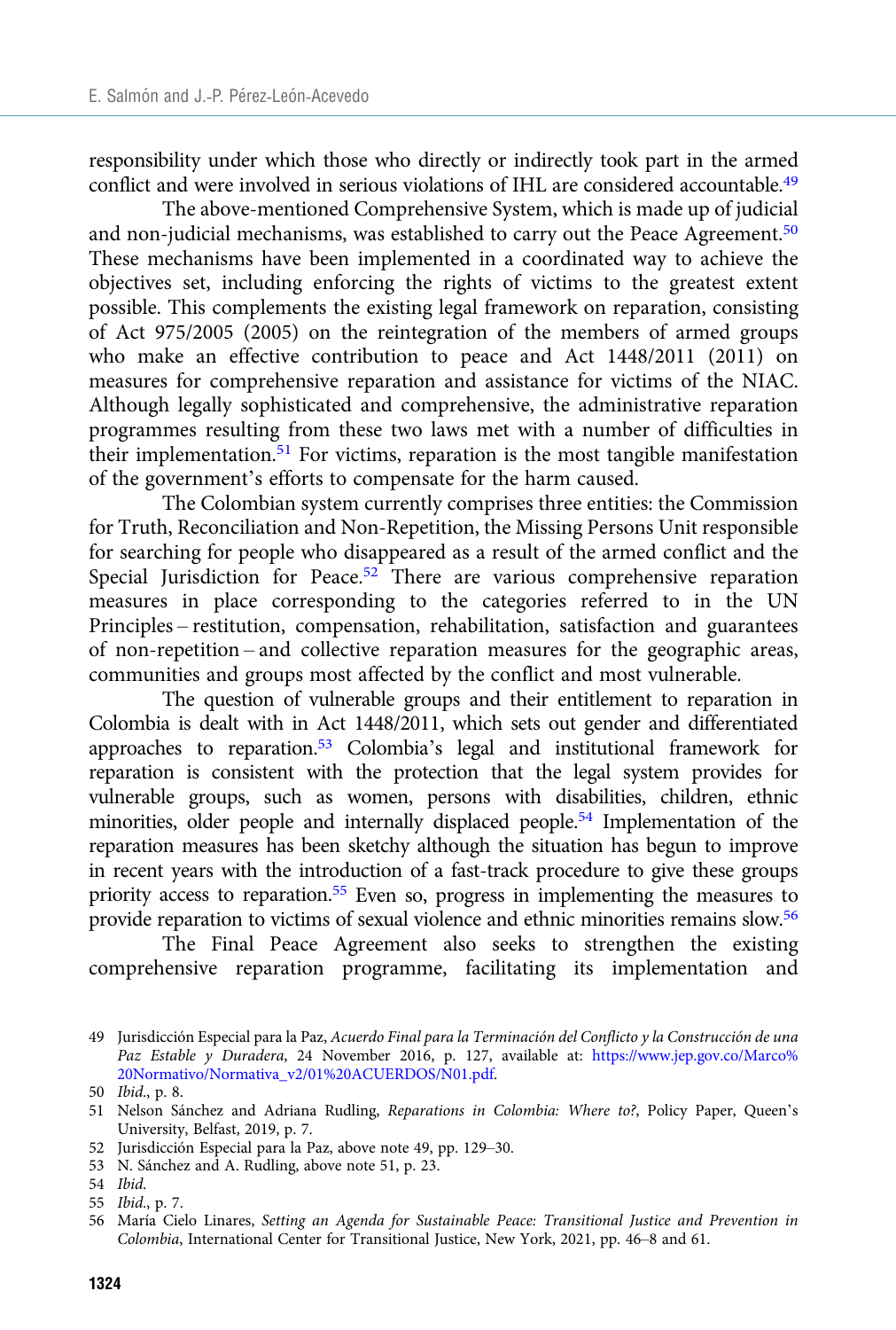responsibility under which those who directly or indirectly took part in the armed conflict and were involved in serious violations of IHL are considered accountable.[49]

The above-mentioned Comprehensive System, which is made up of judicial and non-judicial mechanisms, was established to carry out the Peace Agreement.[50] These mechanisms have been implemented in a coordinated way to achieve the objectives set, including enforcing the rights of victims to the greatest extent possible. This complements the existing legal framework on reparation, consisting of Act 975/2005 (2005) on the reintegration of the members of armed groups who make an effective contribution to peace and Act 1448/2011 (2011) on measures for comprehensive reparation and assistance for victims of the NIAC. Although legally sophisticated and comprehensive, the administrative reparation programmes resulting from these two laws met with a number of difficulties in their implementation.[51] For victims, reparation is the most tangible manifestation of the government's efforts to compensate for the harm caused.

The Colombian system currently comprises three entities: the Commission for Truth, Reconciliation and Non-Repetition, the Missing Persons Unit responsible for searching for people who disappeared as a result of the armed conflict and the Special Jurisdiction for Peace.[52] There are various comprehensive reparation measures in place corresponding to the categories referred to in the UN Principles – restitution, compensation, rehabilitation, satisfaction and guarantees of non-repetition – and collective reparation measures for the geographic areas, communities and groups most affected by the conflict and most vulnerable.

The question of vulnerable groups and their entitlement to reparation in Colombia is dealt with in Act 1448/2011, which sets out gender and differentiated approaches to reparation.[53] Colombia's legal and institutional framework for reparation is consistent with the protection that the legal system provides for vulnerable groups, such as women, persons with disabilities, children, ethnic minorities, older people and internally displaced people.[54] Implementation of the reparation measures has been sketchy although the situation has begun to improve in recent years with the introduction of a fast-track procedure to give these groups priority access to reparation.[55] Even so, progress in implementing the measures to provide reparation to victims of sexual violence and ethnic minorities remains slow.[56]

The Final Peace Agreement also seeks to strengthen the existing comprehensive reparation programme, facilitating its implementation and

---

49 Jurisdicción Especial para la Paz, *Acuerdo Final para la Terminación del Conflicto y la Construcción de una Paz Estable y Duradera*, 24 November 2016, p. 127, available at: https://www.jep.gov.co/Marco%20Normativo/Normativa_v2/01%20ACUERDOS/N01.pdf.

50 *Ibid.*, p. 8.

51 Nelson Sánchez and Adriana Rudling, *Reparations in Colombia: Where to?*, Policy Paper, Queen's University, Belfast, 2019, p. 7.

52 Jurisdicción Especial para la Paz, above note 49, pp. 129–30.

53 N. Sánchez and A. Rudling, above note 51, p. 23.

54 *Ibid.*

55 *Ibid.*, p. 7.

56 María Cielo Linares, *Setting an Agenda for Sustainable Peace: Transitional Justice and Prevention in Colombia*, International Center for Transitional Justice, New York, 2021, pp. 46–8 and 61.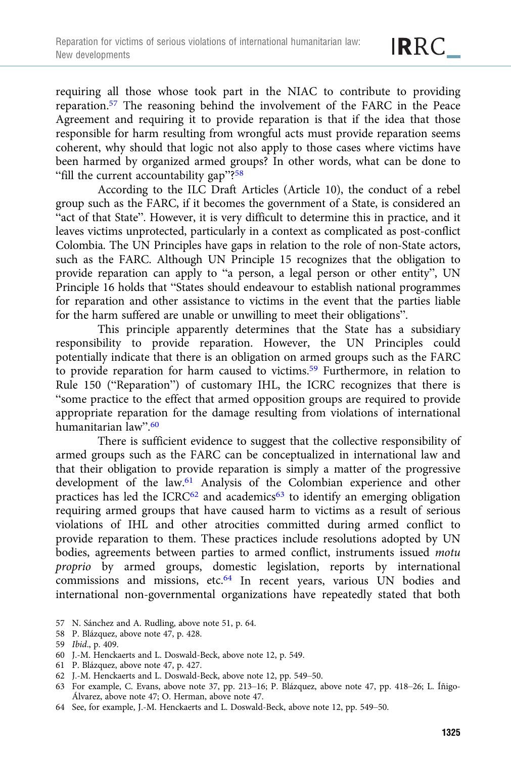requiring all those whose took part in the NIAC to contribute to providing reparation.[57] The reasoning behind the involvement of the FARC in the Peace Agreement and requiring it to provide reparation is that if the idea that those responsible for harm resulting from wrongful acts must provide reparation seems coherent, why should that logic not also apply to those cases where victims have been harmed by organized armed groups? In other words, what can be done to "fill the current accountability gap"?[58]

According to the ILC Draft Articles (Article 10), the conduct of a rebel group such as the FARC, if it becomes the government of a State, is considered an "act of that State". However, it is very difficult to determine this in practice, and it leaves victims unprotected, particularly in a context as complicated as post-conflict Colombia. The UN Principles have gaps in relation to the role of non-State actors, such as the FARC. Although UN Principle 15 recognizes that the obligation to provide reparation can apply to "a person, a legal person or other entity", UN Principle 16 holds that "States should endeavour to establish national programmes for reparation and other assistance to victims in the event that the parties liable for the harm suffered are unable or unwilling to meet their obligations".

This principle apparently determines that the State has a subsidiary responsibility to provide reparation. However, the UN Principles could potentially indicate that there is an obligation on armed groups such as the FARC to provide reparation for harm caused to victims.[59] Furthermore, in relation to Rule 150 ("Reparation") of customary IHL, the ICRC recognizes that there is "some practice to the effect that armed opposition groups are required to provide appropriate reparation for the damage resulting from violations of international humanitarian law".[60]

There is sufficient evidence to suggest that the collective responsibility of armed groups such as the FARC can be conceptualized in international law and that their obligation to provide reparation is simply a matter of the progressive development of the law.[61] Analysis of the Colombian experience and other practices has led the ICRC[62] and academics[63] to identify an emerging obligation requiring armed groups that have caused harm to victims as a result of serious violations of IHL and other atrocities committed during armed conflict to provide reparation to them. These practices include resolutions adopted by UN bodies, agreements between parties to armed conflict, instruments issued *motu proprio* by armed groups, domestic legislation, reports by international commissions and missions, etc.[64] In recent years, various UN bodies and international non-governmental organizations have repeatedly stated that both

57 N. Sánchez and A. Rudling, above note 51, p. 64.

58 P. Blázquez, above note 47, p. 428.

59 *Ibid*., p. 409.

60 J.-M. Henckaerts and L. Doswald-Beck, above note 12, p. 549.

61 P. Blázquez, above note 47, p. 427.

62 J.-M. Henckaerts and L. Doswald-Beck, above note 12, pp. 549–50.

63 For example, C. Evans, above note 37, pp. 213–16; P. Blázquez, above note 47, pp. 418–26; L. Íñigo-Álvarez, above note 47; O. Herman, above note 47.

64 See, for example, J.-M. Henckaerts and L. Doswald-Beck, above note 12, pp. 549–50.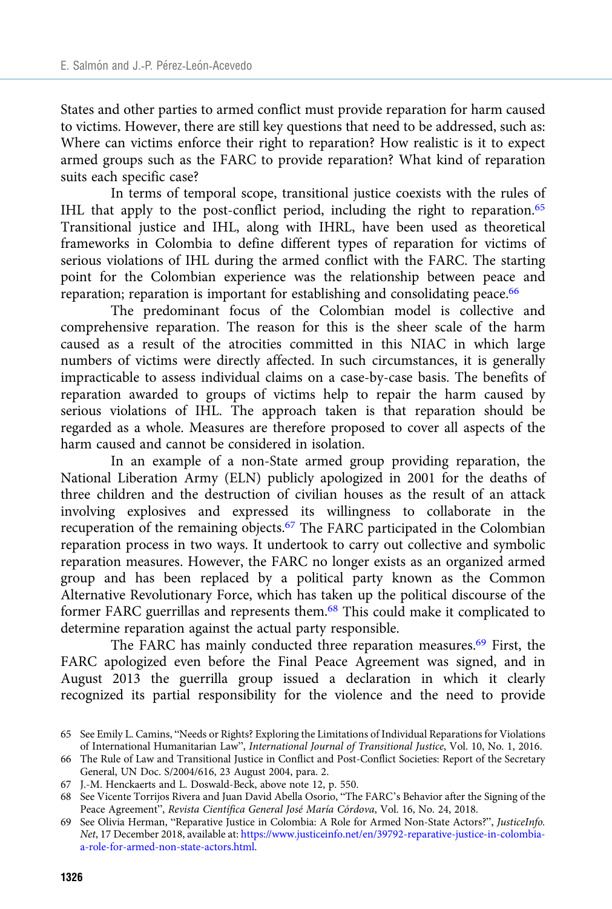States and other parties to armed conflict must provide reparation for harm caused to victims. However, there are still key questions that need to be addressed, such as: Where can victims enforce their right to reparation? How realistic is it to expect armed groups such as the FARC to provide reparation? What kind of reparation suits each specific case?

In terms of temporal scope, transitional justice coexists with the rules of IHL that apply to the post-conflict period, including the right to reparation.[65] Transitional justice and IHL, along with IHRL, have been used as theoretical frameworks in Colombia to define different types of reparation for victims of serious violations of IHL during the armed conflict with the FARC. The starting point for the Colombian experience was the relationship between peace and reparation; reparation is important for establishing and consolidating peace.[66]

The predominant focus of the Colombian model is collective and comprehensive reparation. The reason for this is the sheer scale of the harm caused as a result of the atrocities committed in this NIAC in which large numbers of victims were directly affected. In such circumstances, it is generally impracticable to assess individual claims on a case-by-case basis. The benefits of reparation awarded to groups of victims help to repair the harm caused by serious violations of IHL. The approach taken is that reparation should be regarded as a whole. Measures are therefore proposed to cover all aspects of the harm caused and cannot be considered in isolation.

In an example of a non-State armed group providing reparation, the National Liberation Army (ELN) publicly apologized in 2001 for the deaths of three children and the destruction of civilian houses as the result of an attack involving explosives and expressed its willingness to collaborate in the recuperation of the remaining objects.[67] The FARC participated in the Colombian reparation process in two ways. It undertook to carry out collective and symbolic reparation measures. However, the FARC no longer exists as an organized armed group and has been replaced by a political party known as the Common Alternative Revolutionary Force, which has taken up the political discourse of the former FARC guerrillas and represents them.[68] This could make it complicated to determine reparation against the actual party responsible.

The FARC has mainly conducted three reparation measures.[69] First, the FARC apologized even before the Final Peace Agreement was signed, and in August 2013 the guerrilla group issued a declaration in which it clearly recognized its partial responsibility for the violence and the need to provide

65 See Emily L. Camins, "Needs or Rights? Exploring the Limitations of Individual Reparations for Violations of International Humanitarian Law", *International Journal of Transitional Justice*, Vol. 10, No. 1, 2016.

66 The Rule of Law and Transitional Justice in Conflict and Post-Conflict Societies: Report of the Secretary General, UN Doc. S/2004/616, 23 August 2004, para. 2.

67 J.-M. Henckaerts and L. Doswald-Beck, above note 12, p. 550.

68 See Vicente Torrijos Rivera and Juan David Abella Osorio, "The FARC's Behavior after the Signing of the Peace Agreement", *Revista Científica General José María Córdova*, Vol. 16, No. 24, 2018.

69 See Olivia Herman, "Reparative Justice in Colombia: A Role for Armed Non-State Actors?", *JusticeInfo.Net*, 17 December 2018, available at: https://www.justiceinfo.net/en/39792-reparative-justice-in-colombia-a-role-for-armed-non-state-actors.html.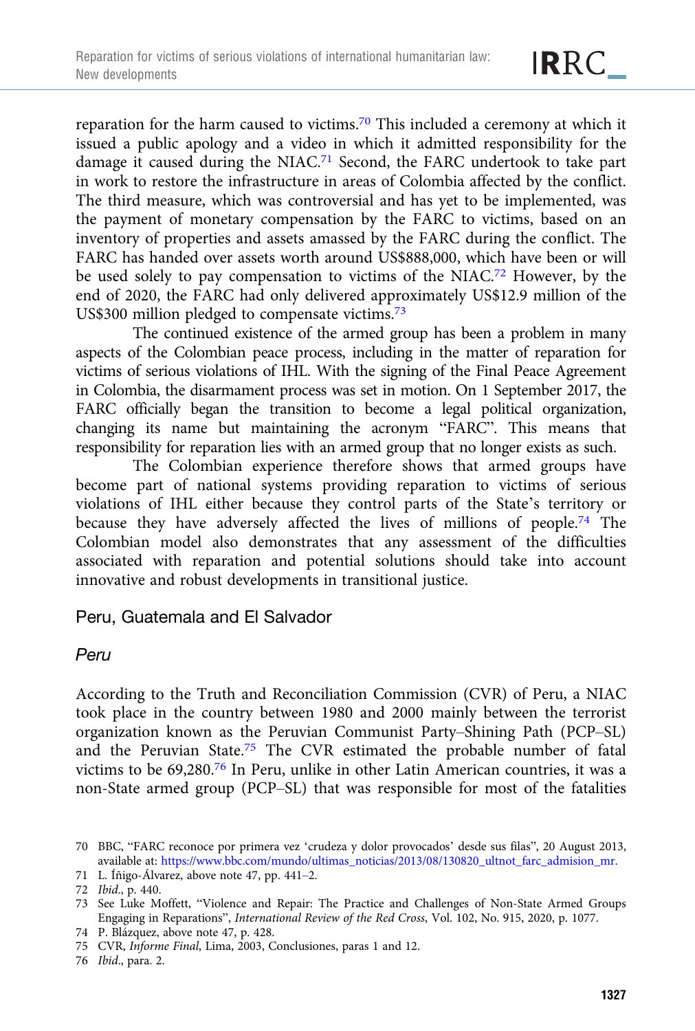reparation for the harm caused to victims.[70] This included a ceremony at which it issued a public apology and a video in which it admitted responsibility for the damage it caused during the NIAC.[71] Second, the FARC undertook to take part in work to restore the infrastructure in areas of Colombia affected by the conflict. The third measure, which was controversial and has yet to be implemented, was the payment of monetary compensation by the FARC to victims, based on an inventory of properties and assets amassed by the FARC during the conflict. The FARC has handed over assets worth around US$888,000, which have been or will be used solely to pay compensation to victims of the NIAC.[72] However, by the end of 2020, the FARC had only delivered approximately US$12.9 million of the US$300 million pledged to compensate victims.[73]

The continued existence of the armed group has been a problem in many aspects of the Colombian peace process, including in the matter of reparation for victims of serious violations of IHL. With the signing of the Final Peace Agreement in Colombia, the disarmament process was set in motion. On 1 September 2017, the FARC officially began the transition to become a legal political organization, changing its name but maintaining the acronym "FARC". This means that responsibility for reparation lies with an armed group that no longer exists as such.

The Colombian experience therefore shows that armed groups have become part of national systems providing reparation to victims of serious violations of IHL either because they control parts of the State's territory or because they have adversely affected the lives of millions of people.[74] The Colombian model also demonstrates that any assessment of the difficulties associated with reparation and potential solutions should take into account innovative and robust developments in transitional justice.

## Peru, Guatemala and El Salvador

### *Peru*

According to the Truth and Reconciliation Commission (CVR) of Peru, a NIAC took place in the country between 1980 and 2000 mainly between the terrorist organization known as the Peruvian Communist Party–Shining Path (PCP–SL) and the Peruvian State.[75] The CVR estimated the probable number of fatal victims to be 69,280.[76] In Peru, unlike in other Latin American countries, it was a non-State armed group (PCP–SL) that was responsible for most of the fatalities

70 BBC, "FARC reconoce por primera vez 'crudeza y dolor provocados' desde sus filas", 20 August 2013, available at: https://www.bbc.com/mundo/ultimas_noticias/2013/08/130820_ultnot_farc_admision_mr.

71 L. Íñigo-Álvarez, above note 47, pp. 441–2.

72 *Ibid*., p. 440.

73 See Luke Moffett, "Violence and Repair: The Practice and Challenges of Non-State Armed Groups Engaging in Reparations", *International Review of the Red Cross*, Vol. 102, No. 915, 2020, p. 1077.

74 P. Blázquez, above note 47, p. 428.

75 CVR, *Informe Final*, Lima, 2003, Conclusiones, paras 1 and 12.

76 *Ibid*., para. 2.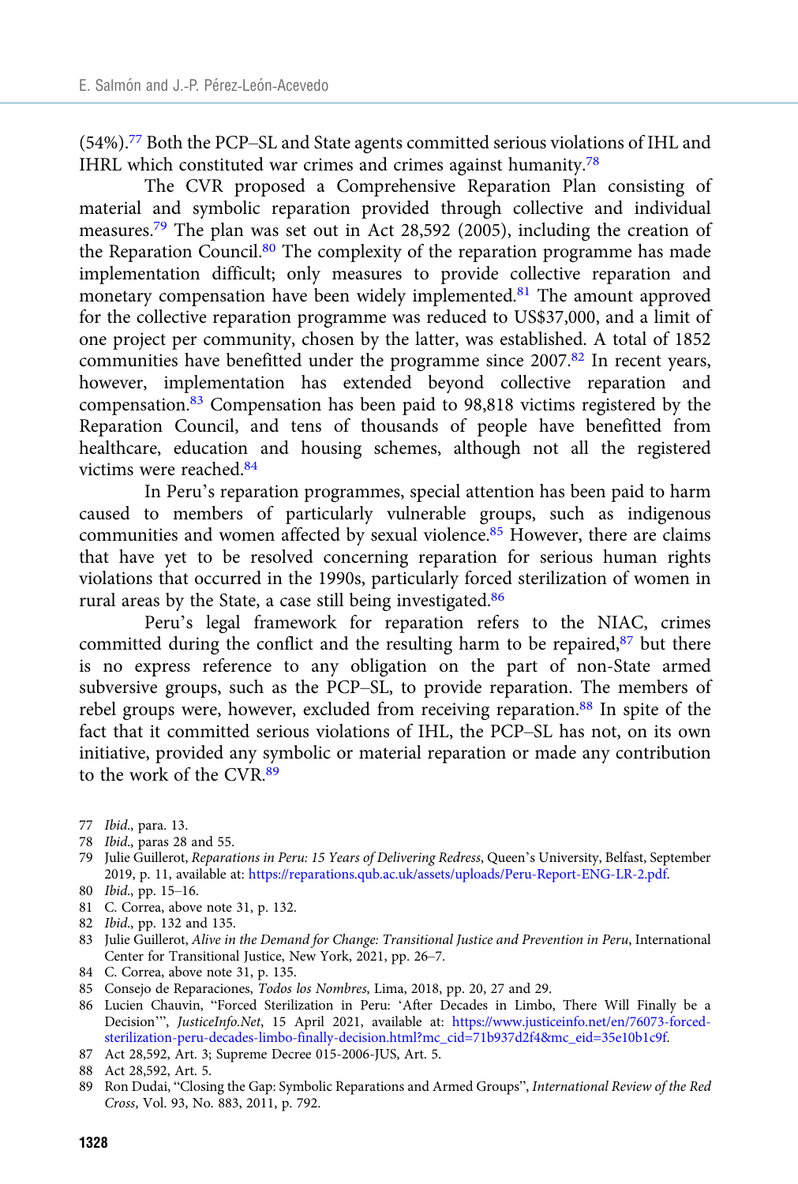(54%).[77] Both the PCP–SL and State agents committed serious violations of IHL and IHRL which constituted war crimes and crimes against humanity.[78]

The CVR proposed a Comprehensive Reparation Plan consisting of material and symbolic reparation provided through collective and individual measures.[79] The plan was set out in Act 28,592 (2005), including the creation of the Reparation Council.[80] The complexity of the reparation programme has made implementation difficult; only measures to provide collective reparation and monetary compensation have been widely implemented.[81] The amount approved for the collective reparation programme was reduced to US$37,000, and a limit of one project per community, chosen by the latter, was established. A total of 1852 communities have benefitted under the programme since 2007.[82] In recent years, however, implementation has extended beyond collective reparation and compensation.[83] Compensation has been paid to 98,818 victims registered by the Reparation Council, and tens of thousands of people have benefitted from healthcare, education and housing schemes, although not all the registered victims were reached.[84]

In Peru's reparation programmes, special attention has been paid to harm caused to members of particularly vulnerable groups, such as indigenous communities and women affected by sexual violence.[85] However, there are claims that have yet to be resolved concerning reparation for serious human rights violations that occurred in the 1990s, particularly forced sterilization of women in rural areas by the State, a case still being investigated.[86]

Peru's legal framework for reparation refers to the NIAC, crimes committed during the conflict and the resulting harm to be repaired,[87] but there is no express reference to any obligation on the part of non-State armed subversive groups, such as the PCP–SL, to provide reparation. The members of rebel groups were, however, excluded from receiving reparation.[88] In spite of the fact that it committed serious violations of IHL, the PCP–SL has not, on its own initiative, provided any symbolic or material reparation or made any contribution to the work of the CVR.[89]

77 *Ibid.*, para. 13.
78 *Ibid.*, paras 28 and 55.
79 Julie Guillerot, *Reparations in Peru: 15 Years of Delivering Redress*, Queen's University, Belfast, September 2019, p. 11, available at: https://reparations.qub.ac.uk/assets/uploads/Peru-Report-ENG-LR-2.pdf.
80 *Ibid.*, pp. 15–16.
81 C. Correa, above note 31, p. 132.
82 *Ibid.*, pp. 132 and 135.
83 Julie Guillerot, *Alive in the Demand for Change: Transitional Justice and Prevention in Peru*, International Center for Transitional Justice, New York, 2021, pp. 26–7.
84 C. Correa, above note 31, p. 135.
85 Consejo de Reparaciones, *Todos los Nombres*, Lima, 2018, pp. 20, 27 and 29.
86 Lucien Chauvin, "Forced Sterilization in Peru: 'After Decades in Limbo, There Will Finally be a Decision'", *JusticeInfo.Net*, 15 April 2021, available at: https://www.justiceinfo.net/en/76073-forced-sterilization-peru-decades-limbo-finally-decision.html?mc_cid=71b937d2f4&mc_eid=35e10b1c9f.
87 Act 28,592, Art. 3; Supreme Decree 015-2006-JUS, Art. 5.
88 Act 28,592, Art. 5.
89 Ron Dudai, "Closing the Gap: Symbolic Reparations and Armed Groups", *International Review of the Red Cross*, Vol. 93, No. 883, 2011, p. 792.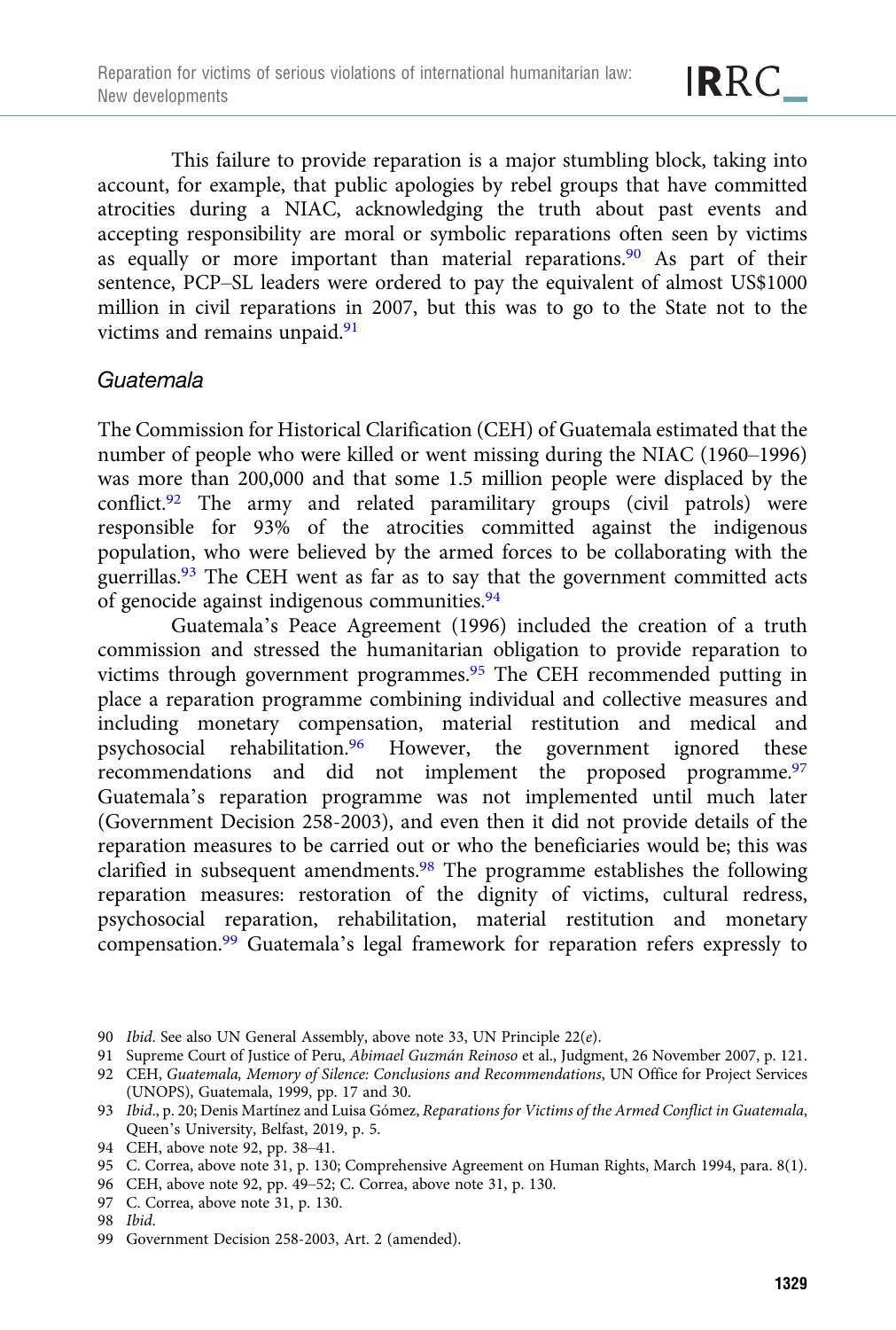This failure to provide reparation is a major stumbling block, taking into account, for example, that public apologies by rebel groups that have committed atrocities during a NIAC, acknowledging the truth about past events and accepting responsibility are moral or symbolic reparations often seen by victims as equally or more important than material reparations.[90] As part of their sentence, PCP–SL leaders were ordered to pay the equivalent of almost US$1000 million in civil reparations in 2007, but this was to go to the State not to the victims and remains unpaid.[91]

### *Guatemala*

The Commission for Historical Clarification (CEH) of Guatemala estimated that the number of people who were killed or went missing during the NIAC (1960–1996) was more than 200,000 and that some 1.5 million people were displaced by the conflict.[92] The army and related paramilitary groups (civil patrols) were responsible for 93% of the atrocities committed against the indigenous population, who were believed by the armed forces to be collaborating with the guerrillas.[93] The CEH went as far as to say that the government committed acts of genocide against indigenous communities.[94]

Guatemala's Peace Agreement (1996) included the creation of a truth commission and stressed the humanitarian obligation to provide reparation to victims through government programmes.[95] The CEH recommended putting in place a reparation programme combining individual and collective measures and including monetary compensation, material restitution and medical and psychosocial rehabilitation.[96] However, the government ignored these recommendations and did not implement the proposed programme.[97] Guatemala's reparation programme was not implemented until much later (Government Decision 258-2003), and even then it did not provide details of the reparation measures to be carried out or who the beneficiaries would be; this was clarified in subsequent amendments.[98] The programme establishes the following reparation measures: restoration of the dignity of victims, cultural redress, psychosocial reparation, rehabilitation, material restitution and monetary compensation.[99] Guatemala's legal framework for reparation refers expressly to

---

90 *Ibid*. See also UN General Assembly, above note 33, UN Principle 22(*e*).

91 Supreme Court of Justice of Peru, *Abimael Guzmán Reinoso* et al., Judgment, 26 November 2007, p. 121.

92 CEH, *Guatemala, Memory of Silence: Conclusions and Recommendations*, UN Office for Project Services (UNOPS), Guatemala, 1999, pp. 17 and 30.

93 *Ibid*., p. 20; Denis Martínez and Luisa Gómez, *Reparations for Victims of the Armed Conflict in Guatemala*, Queen's University, Belfast, 2019, p. 5.

94 CEH, above note 92, pp. 38–41.

95 C. Correa, above note 31, p. 130; Comprehensive Agreement on Human Rights, March 1994, para. 8(1).

96 CEH, above note 92, pp. 49–52; C. Correa, above note 31, p. 130.

97 C. Correa, above note 31, p. 130.

98 *Ibid*.

99 Government Decision 258-2003, Art. 2 (amended).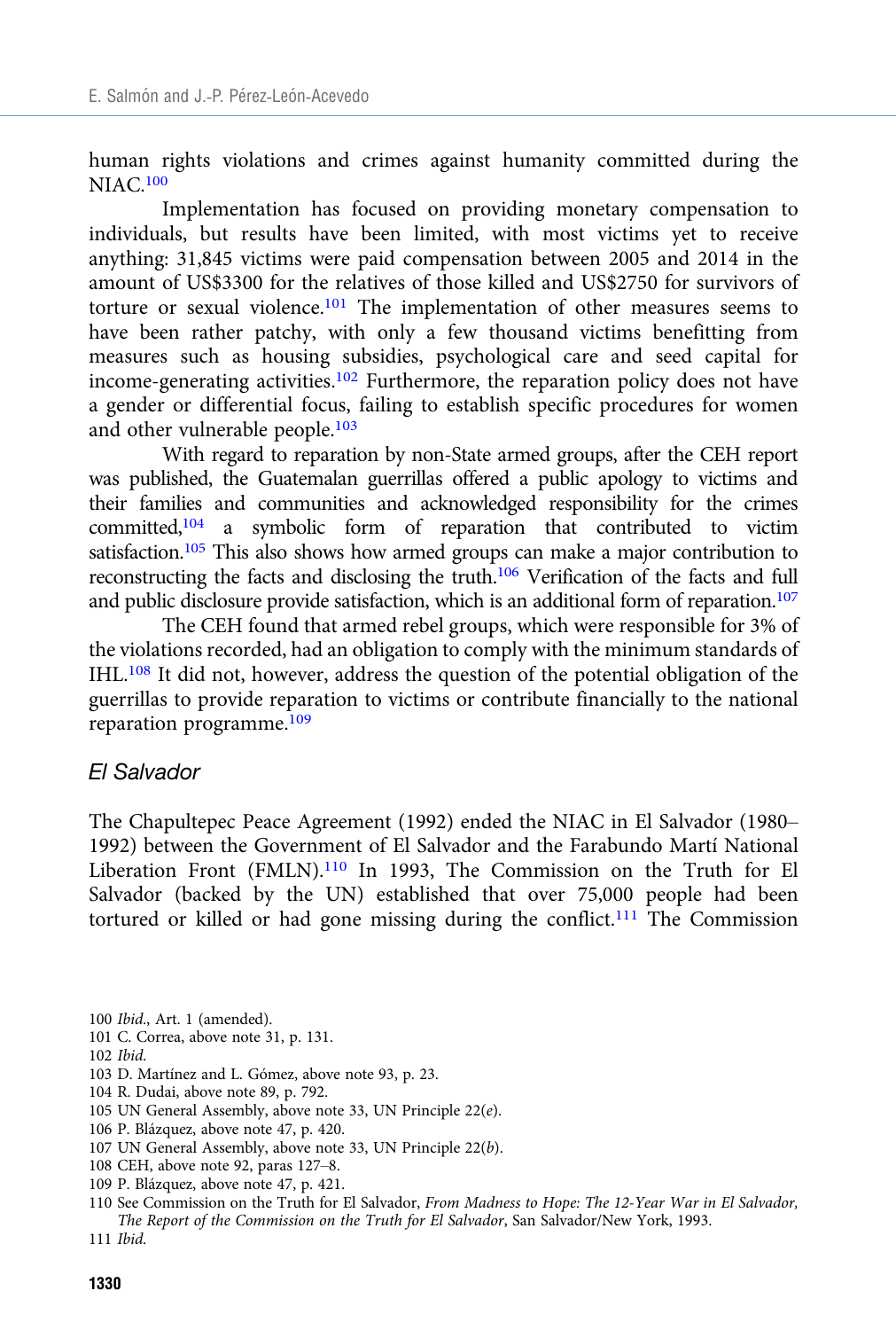human rights violations and crimes against humanity committed during the NIAC.[100]

Implementation has focused on providing monetary compensation to individuals, but results have been limited, with most victims yet to receive anything: 31,845 victims were paid compensation between 2005 and 2014 in the amount of US$3300 for the relatives of those killed and US$2750 for survivors of torture or sexual violence.[101] The implementation of other measures seems to have been rather patchy, with only a few thousand victims benefitting from measures such as housing subsidies, psychological care and seed capital for income-generating activities.[102] Furthermore, the reparation policy does not have a gender or differential focus, failing to establish specific procedures for women and other vulnerable people.[103]

With regard to reparation by non-State armed groups, after the CEH report was published, the Guatemalan guerrillas offered a public apology to victims and their families and communities and acknowledged responsibility for the crimes committed,[104] a symbolic form of reparation that contributed to victim satisfaction.[105] This also shows how armed groups can make a major contribution to reconstructing the facts and disclosing the truth.[106] Verification of the facts and full and public disclosure provide satisfaction, which is an additional form of reparation.[107]

The CEH found that armed rebel groups, which were responsible for 3% of the violations recorded, had an obligation to comply with the minimum standards of IHL.[108] It did not, however, address the question of the potential obligation of the guerrillas to provide reparation to victims or contribute financially to the national reparation programme.[109]

### *El Salvador*

The Chapultepec Peace Agreement (1992) ended the NIAC in El Salvador (1980–1992) between the Government of El Salvador and the Farabundo Martí National Liberation Front (FMLN).[110] In 1993, The Commission on the Truth for El Salvador (backed by the UN) established that over 75,000 people had been tortured or killed or had gone missing during the conflict.[111] The Commission

---

100 *Ibid.*, Art. 1 (amended).

101 C. Correa, above note 31, p. 131.

102 *Ibid.*

103 D. Martínez and L. Gómez, above note 93, p. 23.

104 R. Dudai, above note 89, p. 792.

105 UN General Assembly, above note 33, UN Principle 22(*e*).

106 P. Blázquez, above note 47, p. 420.

107 UN General Assembly, above note 33, UN Principle 22(*b*).

108 CEH, above note 92, paras 127–8.

109 P. Blázquez, above note 47, p. 421.

110 See Commission on the Truth for El Salvador, *From Madness to Hope: The 12-Year War in El Salvador, The Report of the Commission on the Truth for El Salvador*, San Salvador/New York, 1993.

111 *Ibid.*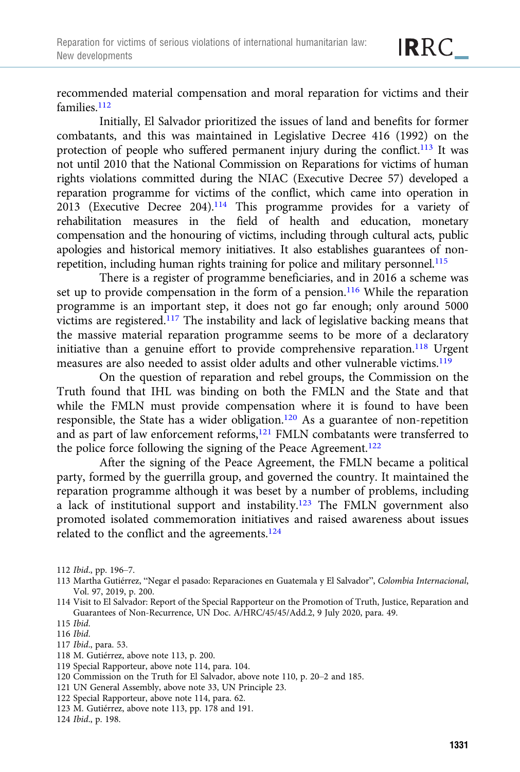recommended material compensation and moral reparation for victims and their families.[112]

Initially, El Salvador prioritized the issues of land and benefits for former combatants, and this was maintained in Legislative Decree 416 (1992) on the protection of people who suffered permanent injury during the conflict.[113] It was not until 2010 that the National Commission on Reparations for victims of human rights violations committed during the NIAC (Executive Decree 57) developed a reparation programme for victims of the conflict, which came into operation in 2013 (Executive Decree 204).[114] This programme provides for a variety of rehabilitation measures in the field of health and education, monetary compensation and the honouring of victims, including through cultural acts, public apologies and historical memory initiatives. It also establishes guarantees of non-repetition, including human rights training for police and military personnel.[115]

There is a register of programme beneficiaries, and in 2016 a scheme was set up to provide compensation in the form of a pension.[116] While the reparation programme is an important step, it does not go far enough; only around 5000 victims are registered.[117] The instability and lack of legislative backing means that the massive material reparation programme seems to be more of a declaratory initiative than a genuine effort to provide comprehensive reparation.[118] Urgent measures are also needed to assist older adults and other vulnerable victims.[119]

On the question of reparation and rebel groups, the Commission on the Truth found that IHL was binding on both the FMLN and the State and that while the FMLN must provide compensation where it is found to have been responsible, the State has a wider obligation.[120] As a guarantee of non-repetition and as part of law enforcement reforms,[121] FMLN combatants were transferred to the police force following the signing of the Peace Agreement.[122]

After the signing of the Peace Agreement, the FMLN became a political party, formed by the guerrilla group, and governed the country. It maintained the reparation programme although it was beset by a number of problems, including a lack of institutional support and instability.[123] The FMLN government also promoted isolated commemoration initiatives and raised awareness about issues related to the conflict and the agreements.[124]

112 *Ibid.*, pp. 196–7.

113 Martha Gutiérrez, "Negar el pasado: Reparaciones en Guatemala y El Salvador", *Colombia Internacional*, Vol. 97, 2019, p. 200.

114 Visit to El Salvador: Report of the Special Rapporteur on the Promotion of Truth, Justice, Reparation and Guarantees of Non-Recurrence, UN Doc. A/HRC/45/45/Add.2, 9 July 2020, para. 49.

115 *Ibid.*

116 *Ibid.*

117 *Ibid.*, para. 53.

118 M. Gutiérrez, above note 113, p. 200.

119 Special Rapporteur, above note 114, para. 104.

120 Commission on the Truth for El Salvador, above note 110, p. 20–2 and 185.

121 UN General Assembly, above note 33, UN Principle 23.

122 Special Rapporteur, above note 114, para. 62.

123 M. Gutiérrez, above note 113, pp. 178 and 191.

124 *Ibid.*, p. 198.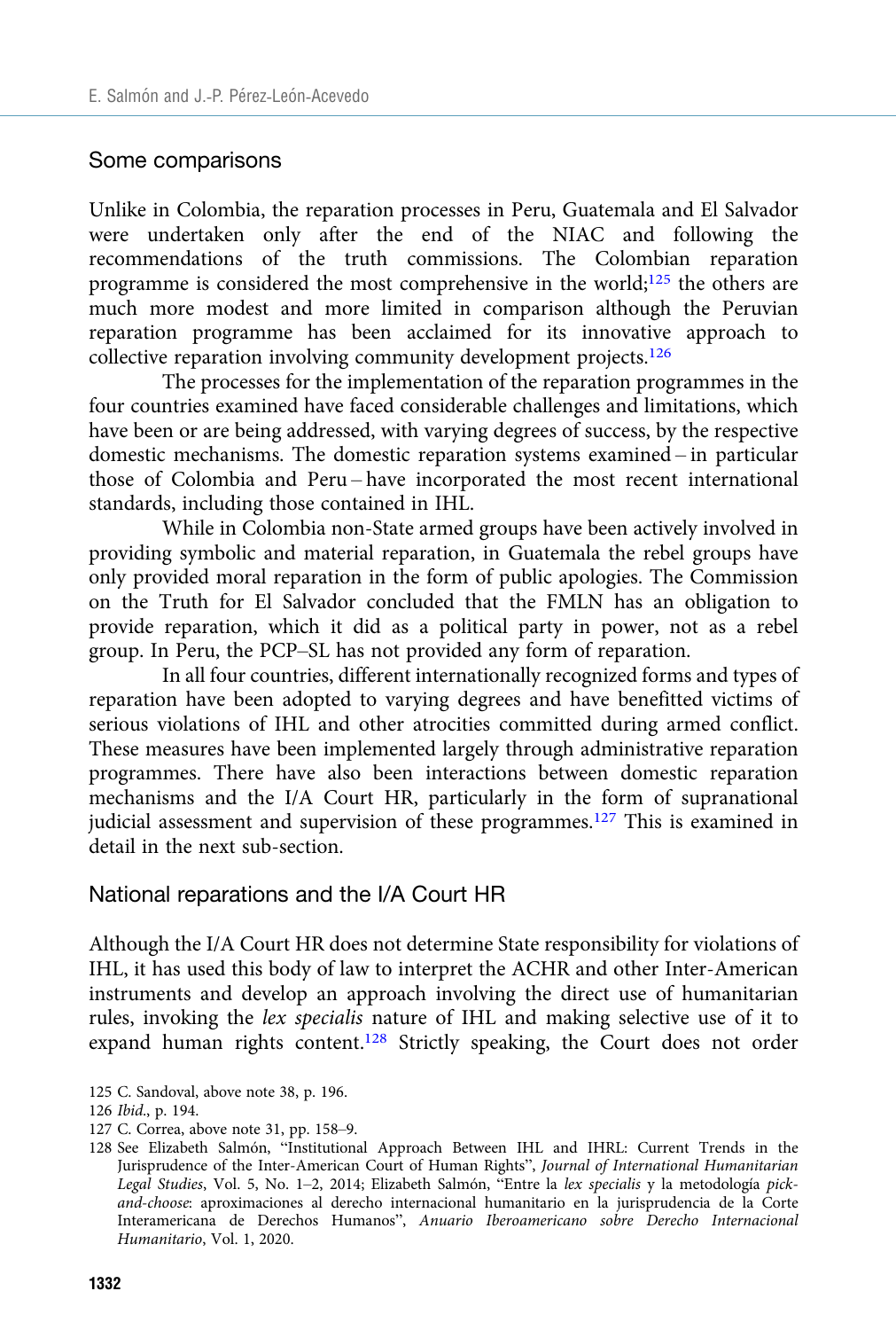### Some comparisons

Unlike in Colombia, the reparation processes in Peru, Guatemala and El Salvador were undertaken only after the end of the NIAC and following the recommendations of the truth commissions. The Colombian reparation programme is considered the most comprehensive in the world;[125] the others are much more modest and more limited in comparison although the Peruvian reparation programme has been acclaimed for its innovative approach to collective reparation involving community development projects.[126]

The processes for the implementation of the reparation programmes in the four countries examined have faced considerable challenges and limitations, which have been or are being addressed, with varying degrees of success, by the respective domestic mechanisms. The domestic reparation systems examined – in particular those of Colombia and Peru – have incorporated the most recent international standards, including those contained in IHL.

While in Colombia non-State armed groups have been actively involved in providing symbolic and material reparation, in Guatemala the rebel groups have only provided moral reparation in the form of public apologies. The Commission on the Truth for El Salvador concluded that the FMLN has an obligation to provide reparation, which it did as a political party in power, not as a rebel group. In Peru, the PCP–SL has not provided any form of reparation.

In all four countries, different internationally recognized forms and types of reparation have been adopted to varying degrees and have benefitted victims of serious violations of IHL and other atrocities committed during armed conflict. These measures have been implemented largely through administrative reparation programmes. There have also been interactions between domestic reparation mechanisms and the I/A Court HR, particularly in the form of supranational judicial assessment and supervision of these programmes.[127] This is examined in detail in the next sub-section.

### National reparations and the I/A Court HR

Although the I/A Court HR does not determine State responsibility for violations of IHL, it has used this body of law to interpret the ACHR and other Inter-American instruments and develop an approach involving the direct use of humanitarian rules, invoking the *lex specialis* nature of IHL and making selective use of it to expand human rights content.[128] Strictly speaking, the Court does not order

125 C. Sandoval, above note 38, p. 196.

126 *Ibid*., p. 194.

127 C. Correa, above note 31, pp. 158–9.

128 See Elizabeth Salmón, "Institutional Approach Between IHL and IHRL: Current Trends in the Jurisprudence of the Inter-American Court of Human Rights", *Journal of International Humanitarian Legal Studies*, Vol. 5, No. 1–2, 2014; Elizabeth Salmón, "Entre la *lex specialis* y la metodología *pick-and-choose*: aproximaciones al derecho internacional humanitario en la jurisprudencia de la Corte Interamericana de Derechos Humanos", *Anuario Iberoamericano sobre Derecho Internacional Humanitario*, Vol. 1, 2020.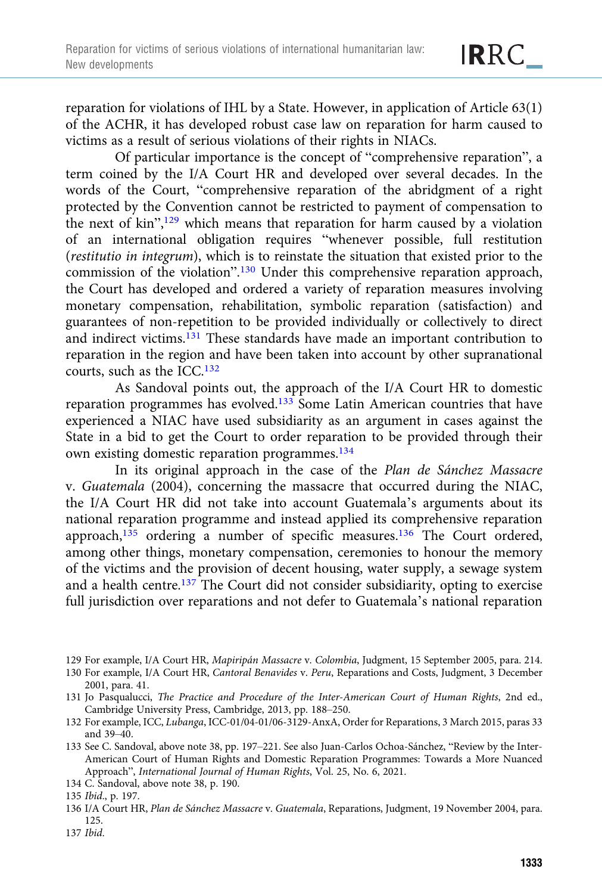reparation for violations of IHL by a State. However, in application of Article 63(1) of the ACHR, it has developed robust case law on reparation for harm caused to victims as a result of serious violations of their rights in NIACs.

Of particular importance is the concept of "comprehensive reparation", a term coined by the I/A Court HR and developed over several decades. In the words of the Court, "comprehensive reparation of the abridgment of a right protected by the Convention cannot be restricted to payment of compensation to the next of kin",[129] which means that reparation for harm caused by a violation of an international obligation requires "whenever possible, full restitution (*restitutio in integrum*), which is to reinstate the situation that existed prior to the commission of the violation".[130] Under this comprehensive reparation approach, the Court has developed and ordered a variety of reparation measures involving monetary compensation, rehabilitation, symbolic reparation (satisfaction) and guarantees of non-repetition to be provided individually or collectively to direct and indirect victims.[131] These standards have made an important contribution to reparation in the region and have been taken into account by other supranational courts, such as the ICC.[132]

As Sandoval points out, the approach of the I/A Court HR to domestic reparation programmes has evolved.[133] Some Latin American countries that have experienced a NIAC have used subsidiarity as an argument in cases against the State in a bid to get the Court to order reparation to be provided through their own existing domestic reparation programmes.[134]

In its original approach in the case of the *Plan de Sánchez Massacre* v. *Guatemala* (2004), concerning the massacre that occurred during the NIAC, the I/A Court HR did not take into account Guatemala's arguments about its national reparation programme and instead applied its comprehensive reparation approach,[135] ordering a number of specific measures.[136] The Court ordered, among other things, monetary compensation, ceremonies to honour the memory of the victims and the provision of decent housing, water supply, a sewage system and a health centre.[137] The Court did not consider subsidiarity, opting to exercise full jurisdiction over reparations and not defer to Guatemala's national reparation

---

129 For example, I/A Court HR, *Mapiripán Massacre* v. *Colombia*, Judgment, 15 September 2005, para. 214.

130 For example, I/A Court HR, *Cantoral Benavides* v. *Peru*, Reparations and Costs, Judgment, 3 December 2001, para. 41.

131 Jo Pasqualucci, *The Practice and Procedure of the Inter-American Court of Human Rights*, 2nd ed., Cambridge University Press, Cambridge, 2013, pp. 188–250.

132 For example, ICC, *Lubanga*, ICC-01/04-01/06-3129-AnxA, Order for Reparations, 3 March 2015, paras 33 and 39–40.

133 See C. Sandoval, above note 38, pp. 197–221. See also Juan-Carlos Ochoa-Sánchez, "Review by the Inter-American Court of Human Rights and Domestic Reparation Programmes: Towards a More Nuanced Approach", *International Journal of Human Rights*, Vol. 25, No. 6, 2021.

134 C. Sandoval, above note 38, p. 190.

135 *Ibid*., p. 197.

136 I/A Court HR, *Plan de Sánchez Massacre* v. *Guatemala*, Reparations, Judgment, 19 November 2004, para. 125.

137 *Ibid*.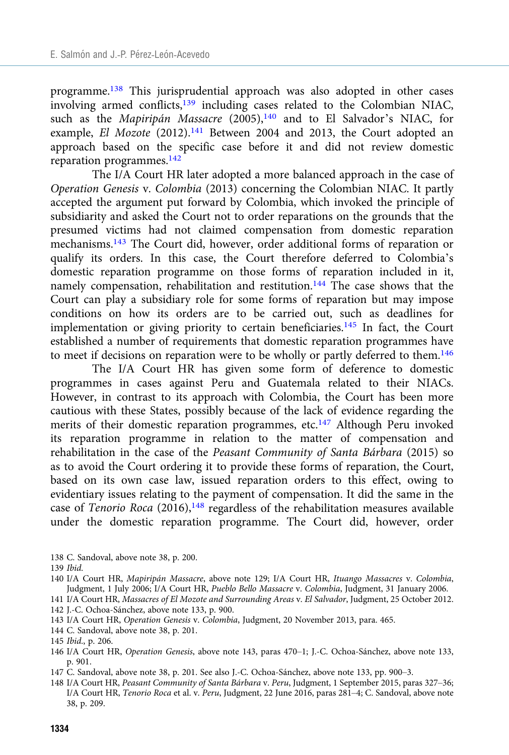programme.[138] This jurisprudential approach was also adopted in other cases involving armed conflicts,[139] including cases related to the Colombian NIAC, such as the *Mapiripán Massacre* (2005),[140] and to El Salvador's NIAC, for example, *El Mozote* (2012).[141] Between 2004 and 2013, the Court adopted an approach based on the specific case before it and did not review domestic reparation programmes.[142]

The I/A Court HR later adopted a more balanced approach in the case of *Operation Genesis* v. *Colombia* (2013) concerning the Colombian NIAC. It partly accepted the argument put forward by Colombia, which invoked the principle of subsidiarity and asked the Court not to order reparations on the grounds that the presumed victims had not claimed compensation from domestic reparation mechanisms.[143] The Court did, however, order additional forms of reparation or qualify its orders. In this case, the Court therefore deferred to Colombia's domestic reparation programme on those forms of reparation included in it, namely compensation, rehabilitation and restitution.[144] The case shows that the Court can play a subsidiary role for some forms of reparation but may impose conditions on how its orders are to be carried out, such as deadlines for implementation or giving priority to certain beneficiaries.[145] In fact, the Court established a number of requirements that domestic reparation programmes have to meet if decisions on reparation were to be wholly or partly deferred to them.[146]

The I/A Court HR has given some form of deference to domestic programmes in cases against Peru and Guatemala related to their NIACs. However, in contrast to its approach with Colombia, the Court has been more cautious with these States, possibly because of the lack of evidence regarding the merits of their domestic reparation programmes, etc.[147] Although Peru invoked its reparation programme in relation to the matter of compensation and rehabilitation in the case of the *Peasant Community of Santa Bárbara* (2015) so as to avoid the Court ordering it to provide these forms of reparation, the Court, based on its own case law, issued reparation orders to this effect, owing to evidentiary issues relating to the payment of compensation. It did the same in the case of *Tenorio Roca* (2016),[148] regardless of the rehabilitation measures available under the domestic reparation programme. The Court did, however, order

138 C. Sandoval, above note 38, p. 200.

139 *Ibid.*

140 I/A Court HR, *Mapiripán Massacre*, above note 129; I/A Court HR, *Ituango Massacres* v. *Colombia*, Judgment, 1 July 2006; I/A Court HR, *Pueblo Bello Massacre* v. *Colombia*, Judgment, 31 January 2006.

141 I/A Court HR, *Massacres of El Mozote and Surrounding Areas* v. *El Salvador*, Judgment, 25 October 2012.

142 J.-C. Ochoa-Sánchez, above note 133, p. 900.

143 I/A Court HR, *Operation Genesis* v. *Colombia*, Judgment, 20 November 2013, para. 465.

144 C. Sandoval, above note 38, p. 201.

145 *Ibid.*, p. 206.

146 I/A Court HR, *Operation Genesis*, above note 143, paras 470–1; J.-C. Ochoa-Sánchez, above note 133, p. 901.

147 C. Sandoval, above note 38, p. 201. See also J.-C. Ochoa-Sánchez, above note 133, pp. 900–3.

148 I/A Court HR, *Peasant Community of Santa Bárbara* v. *Peru*, Judgment, 1 September 2015, paras 327–36; I/A Court HR, *Tenorio Roca* et al. v. *Peru*, Judgment, 22 June 2016, paras 281–4; C. Sandoval, above note 38, p. 209.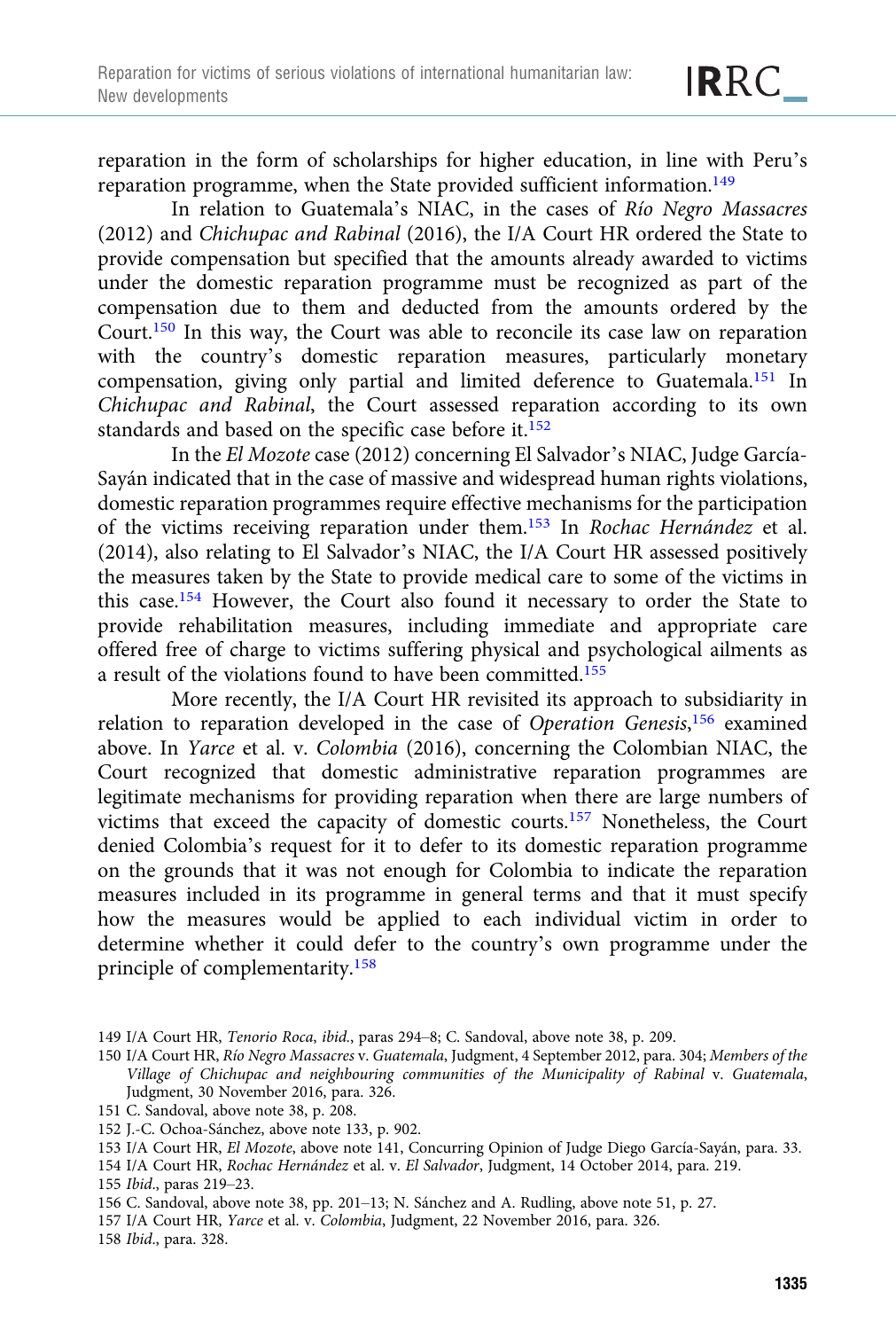reparation in the form of scholarships for higher education, in line with Peru's reparation programme, when the State provided sufficient information.[149]

In relation to Guatemala's NIAC, in the cases of *Río Negro Massacres* (2012) and *Chichupac and Rabinal* (2016), the I/A Court HR ordered the State to provide compensation but specified that the amounts already awarded to victims under the domestic reparation programme must be recognized as part of the compensation due to them and deducted from the amounts ordered by the Court.[150] In this way, the Court was able to reconcile its case law on reparation with the country's domestic reparation measures, particularly monetary compensation, giving only partial and limited deference to Guatemala.[151] In *Chichupac and Rabinal*, the Court assessed reparation according to its own standards and based on the specific case before it.[152]

In the *El Mozote* case (2012) concerning El Salvador's NIAC, Judge García-Sayán indicated that in the case of massive and widespread human rights violations, domestic reparation programmes require effective mechanisms for the participation of the victims receiving reparation under them.[153] In *Rochac Hernández* et al. (2014), also relating to El Salvador's NIAC, the I/A Court HR assessed positively the measures taken by the State to provide medical care to some of the victims in this case.[154] However, the Court also found it necessary to order the State to provide rehabilitation measures, including immediate and appropriate care offered free of charge to victims suffering physical and psychological ailments as a result of the violations found to have been committed.[155]

More recently, the I/A Court HR revisited its approach to subsidiarity in relation to reparation developed in the case of *Operation Genesis*,[156] examined above. In *Yarce* et al. v. *Colombia* (2016), concerning the Colombian NIAC, the Court recognized that domestic administrative reparation programmes are legitimate mechanisms for providing reparation when there are large numbers of victims that exceed the capacity of domestic courts.[157] Nonetheless, the Court denied Colombia's request for it to defer to its domestic reparation programme on the grounds that it was not enough for Colombia to indicate the reparation measures included in its programme in general terms and that it must specify how the measures would be applied to each individual victim in order to determine whether it could defer to the country's own programme under the principle of complementarity.[158]

149 I/A Court HR, *Tenorio Roca*, *ibid.*, paras 294–8; C. Sandoval, above note 38, p. 209.

150 I/A Court HR, *Río Negro Massacres* v. *Guatemala*, Judgment, 4 September 2012, para. 304; *Members of the Village of Chichupac and neighbouring communities of the Municipality of Rabinal* v. *Guatemala*, Judgment, 30 November 2016, para. 326.

151 C. Sandoval, above note 38, p. 208.

152 J.-C. Ochoa-Sánchez, above note 133, p. 902.

153 I/A Court HR, *El Mozote*, above note 141, Concurring Opinion of Judge Diego García-Sayán, para. 33.

154 I/A Court HR, *Rochac Hernández* et al. v. *El Salvador*, Judgment, 14 October 2014, para. 219.

155 *Ibid.*, paras 219–23.

156 C. Sandoval, above note 38, pp. 201–13; N. Sánchez and A. Rudling, above note 51, p. 27.

157 I/A Court HR, *Yarce* et al. v. *Colombia*, Judgment, 22 November 2016, para. 326.

158 *Ibid.*, para. 328.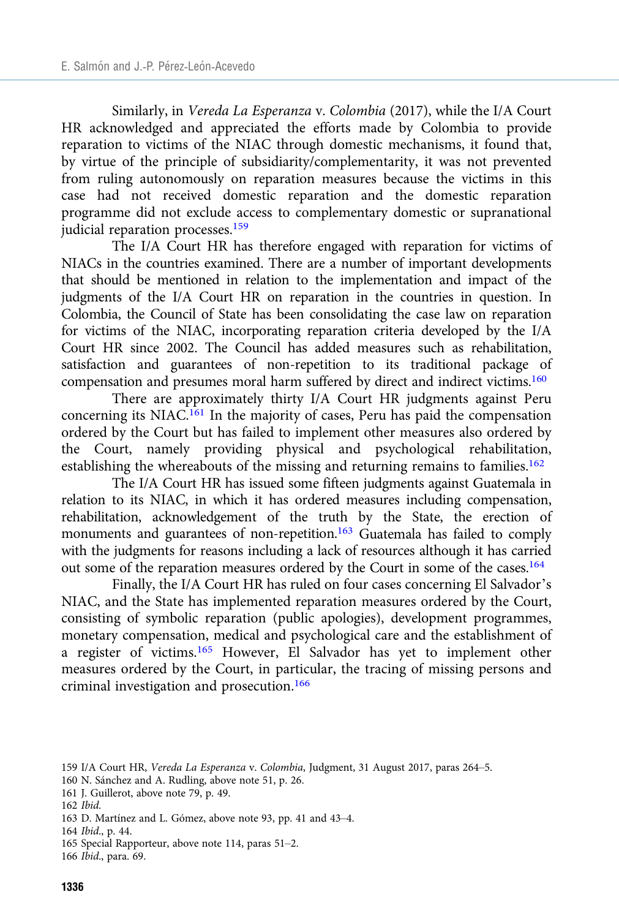Similarly, in *Vereda La Esperanza* v. *Colombia* (2017), while the I/A Court HR acknowledged and appreciated the efforts made by Colombia to provide reparation to victims of the NIAC through domestic mechanisms, it found that, by virtue of the principle of subsidiarity/complementarity, it was not prevented from ruling autonomously on reparation measures because the victims in this case had not received domestic reparation and the domestic reparation programme did not exclude access to complementary domestic or supranational judicial reparation processes.[159]

The I/A Court HR has therefore engaged with reparation for victims of NIACs in the countries examined. There are a number of important developments that should be mentioned in relation to the implementation and impact of the judgments of the I/A Court HR on reparation in the countries in question. In Colombia, the Council of State has been consolidating the case law on reparation for victims of the NIAC, incorporating reparation criteria developed by the I/A Court HR since 2002. The Council has added measures such as rehabilitation, satisfaction and guarantees of non-repetition to its traditional package of compensation and presumes moral harm suffered by direct and indirect victims.[160]

There are approximately thirty I/A Court HR judgments against Peru concerning its NIAC.[161] In the majority of cases, Peru has paid the compensation ordered by the Court but has failed to implement other measures also ordered by the Court, namely providing physical and psychological rehabilitation, establishing the whereabouts of the missing and returning remains to families.[162]

The I/A Court HR has issued some fifteen judgments against Guatemala in relation to its NIAC, in which it has ordered measures including compensation, rehabilitation, acknowledgement of the truth by the State, the erection of monuments and guarantees of non-repetition.[163] Guatemala has failed to comply with the judgments for reasons including a lack of resources although it has carried out some of the reparation measures ordered by the Court in some of the cases.[164]

Finally, the I/A Court HR has ruled on four cases concerning El Salvador's NIAC, and the State has implemented reparation measures ordered by the Court, consisting of symbolic reparation (public apologies), development programmes, monetary compensation, medical and psychological care and the establishment of a register of victims.[165] However, El Salvador has yet to implement other measures ordered by the Court, in particular, the tracing of missing persons and criminal investigation and prosecution.[166]

---

159 I/A Court HR, *Vereda La Esperanza* v. *Colombia*, Judgment, 31 August 2017, paras 264–5.

160 N. Sánchez and A. Rudling, above note 51, p. 26.

161 J. Guillerot, above note 79, p. 49.

162 *Ibid.*

163 D. Martínez and L. Gómez, above note 93, pp. 41 and 43–4.

164 *Ibid.*, p. 44.

165 Special Rapporteur, above note 114, paras 51–2.

166 *Ibid.*, para. 69.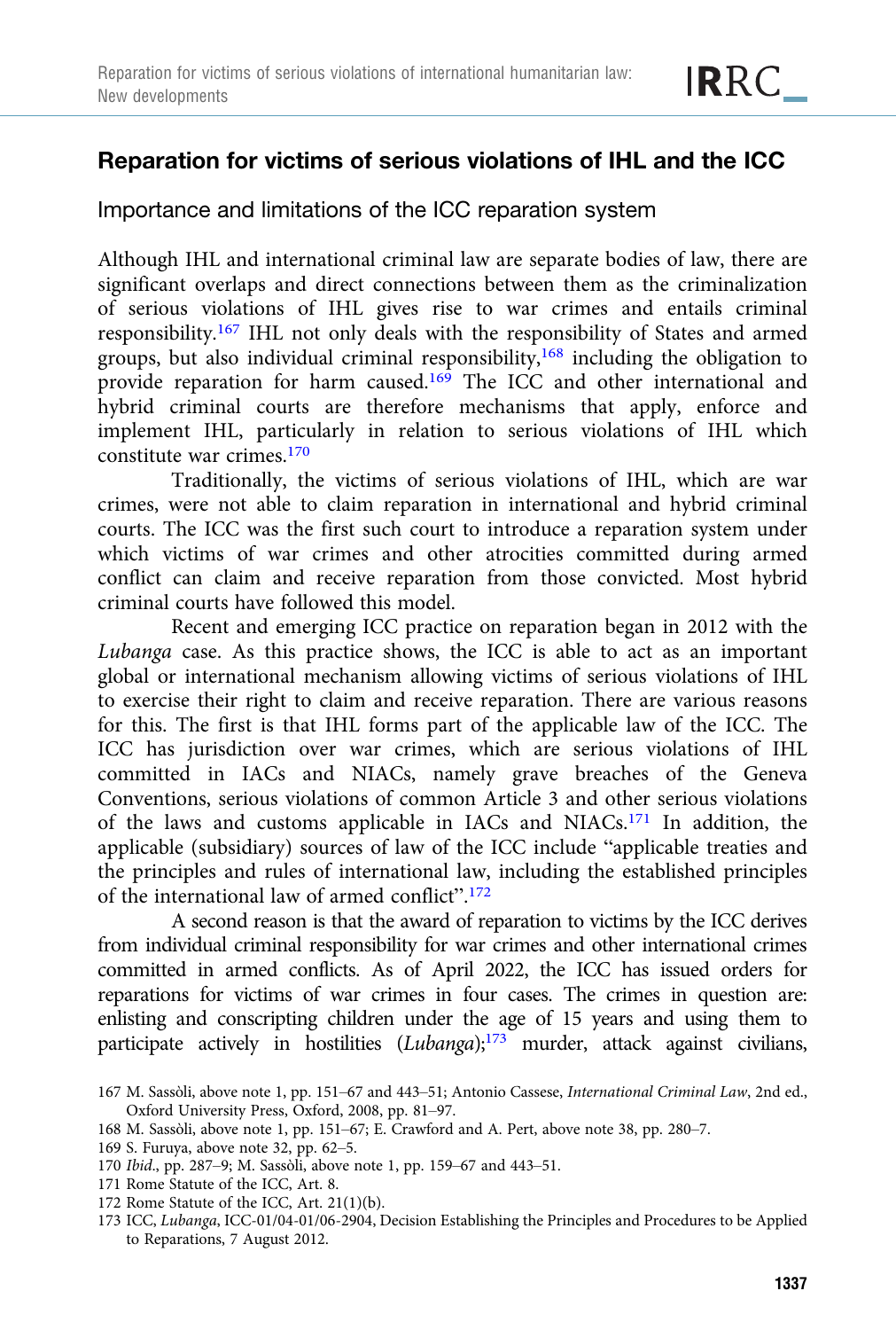## Reparation for victims of serious violations of IHL and the ICC

### Importance and limitations of the ICC reparation system

Although IHL and international criminal law are separate bodies of law, there are significant overlaps and direct connections between them as the criminalization of serious violations of IHL gives rise to war crimes and entails criminal responsibility.[167] IHL not only deals with the responsibility of States and armed groups, but also individual criminal responsibility,[168] including the obligation to provide reparation for harm caused.[169] The ICC and other international and hybrid criminal courts are therefore mechanisms that apply, enforce and implement IHL, particularly in relation to serious violations of IHL which constitute war crimes.[170]

Traditionally, the victims of serious violations of IHL, which are war crimes, were not able to claim reparation in international and hybrid criminal courts. The ICC was the first such court to introduce a reparation system under which victims of war crimes and other atrocities committed during armed conflict can claim and receive reparation from those convicted. Most hybrid criminal courts have followed this model.

Recent and emerging ICC practice on reparation began in 2012 with the *Lubanga* case. As this practice shows, the ICC is able to act as an important global or international mechanism allowing victims of serious violations of IHL to exercise their right to claim and receive reparation. There are various reasons for this. The first is that IHL forms part of the applicable law of the ICC. The ICC has jurisdiction over war crimes, which are serious violations of IHL committed in IACs and NIACs, namely grave breaches of the Geneva Conventions, serious violations of common Article 3 and other serious violations of the laws and customs applicable in IACs and NIACs.[171] In addition, the applicable (subsidiary) sources of law of the ICC include "applicable treaties and the principles and rules of international law, including the established principles of the international law of armed conflict".[172]

A second reason is that the award of reparation to victims by the ICC derives from individual criminal responsibility for war crimes and other international crimes committed in armed conflicts. As of April 2022, the ICC has issued orders for reparations for victims of war crimes in four cases. The crimes in question are: enlisting and conscripting children under the age of 15 years and using them to participate actively in hostilities (*Lubanga*);[173] murder, attack against civilians,

167 M. Sassòli, above note 1, pp. 151–67 and 443–51; Antonio Cassese, *International Criminal Law*, 2nd ed., Oxford University Press, Oxford, 2008, pp. 81–97.

168 M. Sassòli, above note 1, pp. 151–67; E. Crawford and A. Pert, above note 38, pp. 280–7.

169 S. Furuya, above note 32, pp. 62–5.

170 *Ibid*., pp. 287–9; M. Sassòli, above note 1, pp. 159–67 and 443–51.

171 Rome Statute of the ICC, Art. 8.

172 Rome Statute of the ICC, Art. 21(1)(b).

173 ICC, *Lubanga*, ICC-01/04-01/06-2904, Decision Establishing the Principles and Procedures to be Applied to Reparations, 7 August 2012.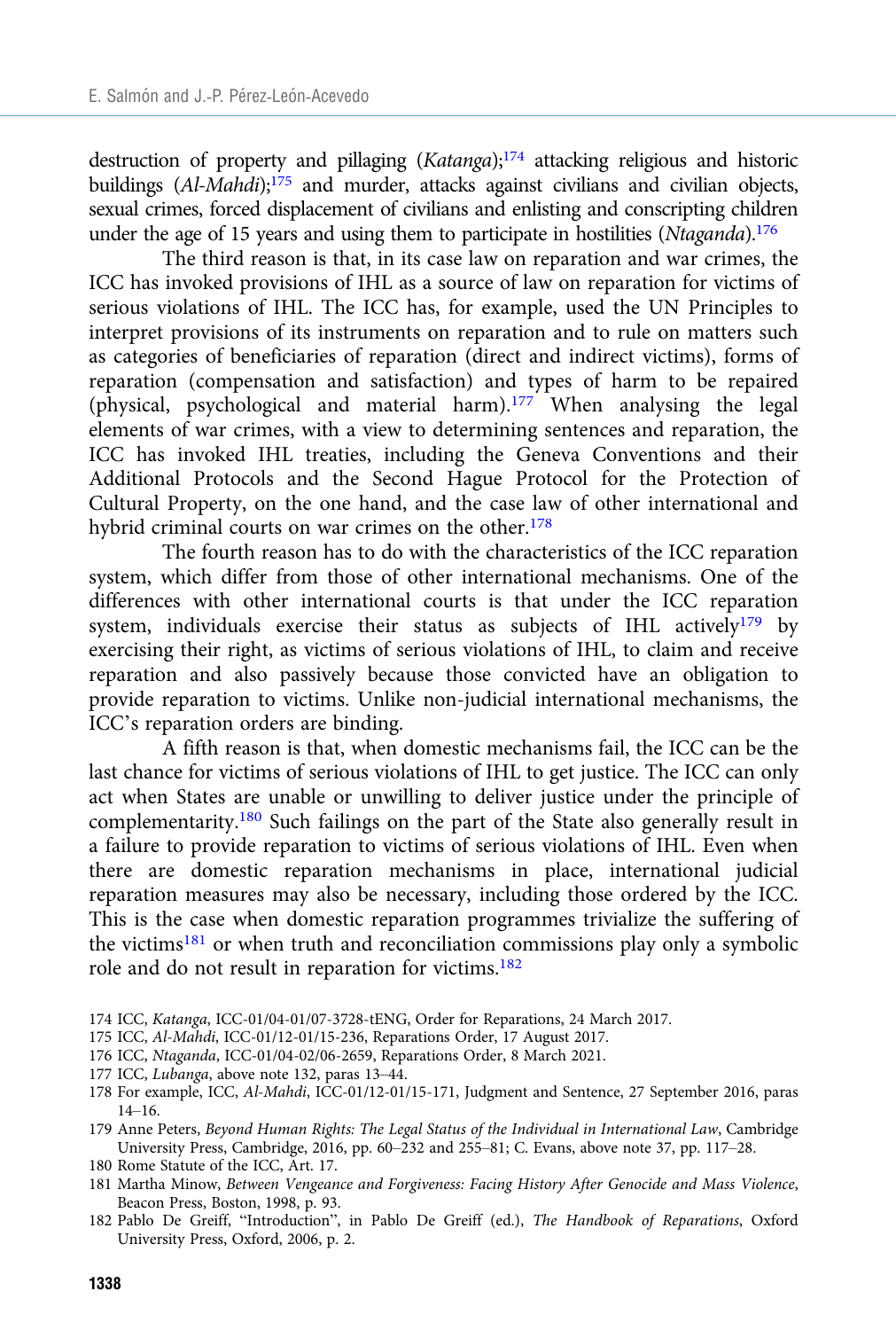destruction of property and pillaging (*Katanga*);[174] attacking religious and historic buildings (*Al-Mahdi*);[175] and murder, attacks against civilians and civilian objects, sexual crimes, forced displacement of civilians and enlisting and conscripting children under the age of 15 years and using them to participate in hostilities (*Ntaganda*).[176]

The third reason is that, in its case law on reparation and war crimes, the ICC has invoked provisions of IHL as a source of law on reparation for victims of serious violations of IHL. The ICC has, for example, used the UN Principles to interpret provisions of its instruments on reparation and to rule on matters such as categories of beneficiaries of reparation (direct and indirect victims), forms of reparation (compensation and satisfaction) and types of harm to be repaired (physical, psychological and material harm).[177] When analysing the legal elements of war crimes, with a view to determining sentences and reparation, the ICC has invoked IHL treaties, including the Geneva Conventions and their Additional Protocols and the Second Hague Protocol for the Protection of Cultural Property, on the one hand, and the case law of other international and hybrid criminal courts on war crimes on the other.[178]

The fourth reason has to do with the characteristics of the ICC reparation system, which differ from those of other international mechanisms. One of the differences with other international courts is that under the ICC reparation system, individuals exercise their status as subjects of IHL actively[179] by exercising their right, as victims of serious violations of IHL, to claim and receive reparation and also passively because those convicted have an obligation to provide reparation to victims. Unlike non-judicial international mechanisms, the ICC's reparation orders are binding.

A fifth reason is that, when domestic mechanisms fail, the ICC can be the last chance for victims of serious violations of IHL to get justice. The ICC can only act when States are unable or unwilling to deliver justice under the principle of complementarity.[180] Such failings on the part of the State also generally result in a failure to provide reparation to victims of serious violations of IHL. Even when there are domestic reparation mechanisms in place, international judicial reparation measures may also be necessary, including those ordered by the ICC. This is the case when domestic reparation programmes trivialize the suffering of the victims[181] or when truth and reconciliation commissions play only a symbolic role and do not result in reparation for victims.[182]

174 ICC, *Katanga*, ICC-01/04-01/07-3728-tENG, Order for Reparations, 24 March 2017.

175 ICC, *Al-Mahdi*, ICC-01/12-01/15-236, Reparations Order, 17 August 2017.

176 ICC, *Ntaganda*, ICC-01/04-02/06-2659, Reparations Order, 8 March 2021.

177 ICC, *Lubanga*, above note 132, paras 13–44.

178 For example, ICC, *Al-Mahdi*, ICC-01/12-01/15-171, Judgment and Sentence, 27 September 2016, paras 14–16.

179 Anne Peters, *Beyond Human Rights: The Legal Status of the Individual in International Law*, Cambridge University Press, Cambridge, 2016, pp. 60–232 and 255–81; C. Evans, above note 37, pp. 117–28.

180 Rome Statute of the ICC, Art. 17.

181 Martha Minow, *Between Vengeance and Forgiveness: Facing History After Genocide and Mass Violence*, Beacon Press, Boston, 1998, p. 93.

182 Pablo De Greiff, "Introduction", in Pablo De Greiff (ed.), *The Handbook of Reparations*, Oxford University Press, Oxford, 2006, p. 2.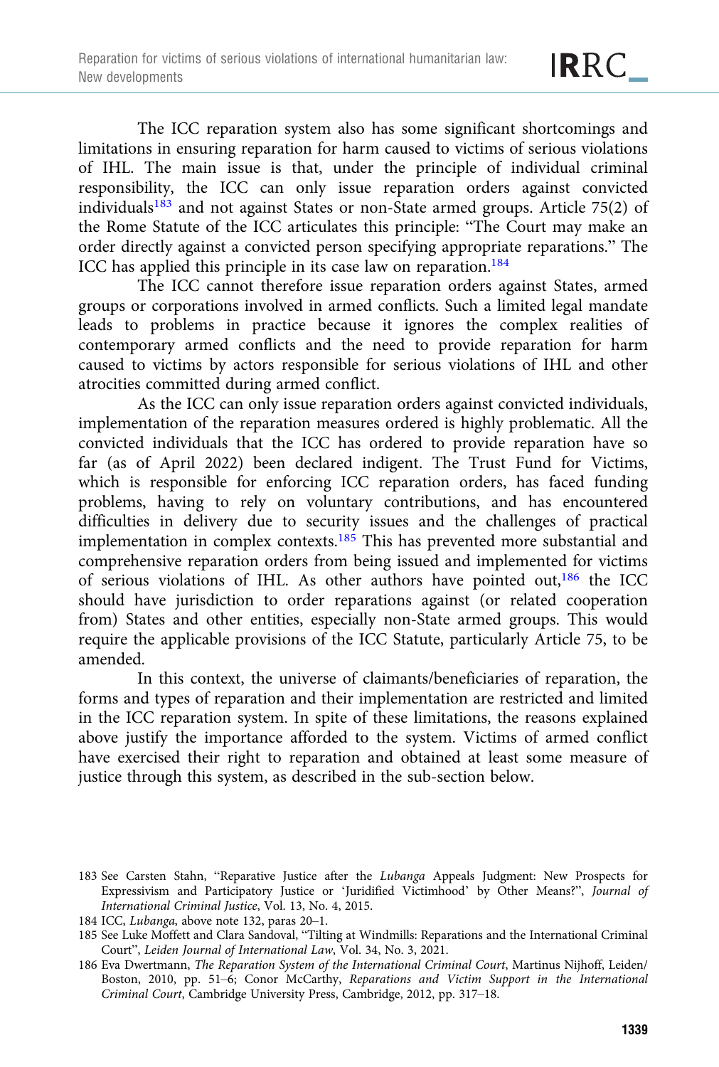The ICC reparation system also has some significant shortcomings and limitations in ensuring reparation for harm caused to victims of serious violations of IHL. The main issue is that, under the principle of individual criminal responsibility, the ICC can only issue reparation orders against convicted individuals[183] and not against States or non-State armed groups. Article 75(2) of the Rome Statute of the ICC articulates this principle: "The Court may make an order directly against a convicted person specifying appropriate reparations." The ICC has applied this principle in its case law on reparation.[184]

The ICC cannot therefore issue reparation orders against States, armed groups or corporations involved in armed conflicts. Such a limited legal mandate leads to problems in practice because it ignores the complex realities of contemporary armed conflicts and the need to provide reparation for harm caused to victims by actors responsible for serious violations of IHL and other atrocities committed during armed conflict.

As the ICC can only issue reparation orders against convicted individuals, implementation of the reparation measures ordered is highly problematic. All the convicted individuals that the ICC has ordered to provide reparation have so far (as of April 2022) been declared indigent. The Trust Fund for Victims, which is responsible for enforcing ICC reparation orders, has faced funding problems, having to rely on voluntary contributions, and has encountered difficulties in delivery due to security issues and the challenges of practical implementation in complex contexts.[185] This has prevented more substantial and comprehensive reparation orders from being issued and implemented for victims of serious violations of IHL. As other authors have pointed out,[186] the ICC should have jurisdiction to order reparations against (or related cooperation from) States and other entities, especially non-State armed groups. This would require the applicable provisions of the ICC Statute, particularly Article 75, to be amended.

In this context, the universe of claimants/beneficiaries of reparation, the forms and types of reparation and their implementation are restricted and limited in the ICC reparation system. In spite of these limitations, the reasons explained above justify the importance afforded to the system. Victims of armed conflict have exercised their right to reparation and obtained at least some measure of justice through this system, as described in the sub-section below.

183 See Carsten Stahn, "Reparative Justice after the *Lubanga* Appeals Judgment: New Prospects for Expressivism and Participatory Justice or 'Juridified Victimhood' by Other Means?", *Journal of International Criminal Justice*, Vol. 13, No. 4, 2015.

184 ICC, *Lubanga*, above note 132, paras 20–1.

185 See Luke Moffett and Clara Sandoval, "Tilting at Windmills: Reparations and the International Criminal Court", *Leiden Journal of International Law*, Vol. 34, No. 3, 2021.

186 Eva Dwertmann, *The Reparation System of the International Criminal Court*, Martinus Nijhoff, Leiden/Boston, 2010, pp. 51–6; Conor McCarthy, *Reparations and Victim Support in the International Criminal Court*, Cambridge University Press, Cambridge, 2012, pp. 317–18.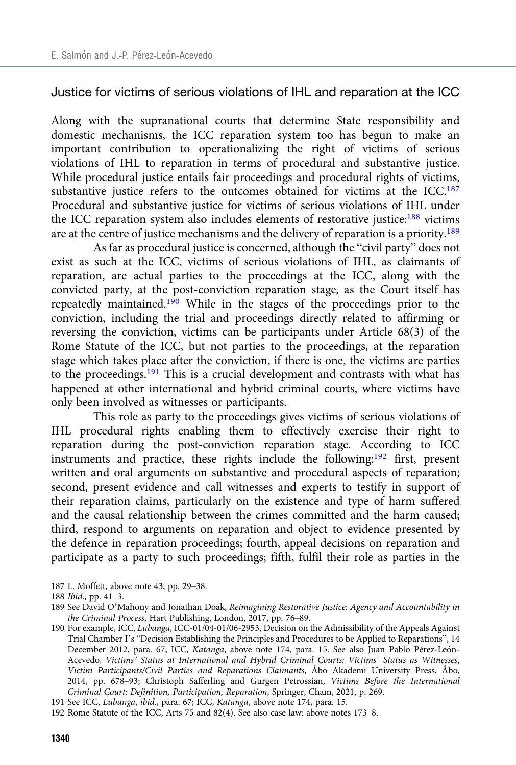## Justice for victims of serious violations of IHL and reparation at the ICC

Along with the supranational courts that determine State responsibility and domestic mechanisms, the ICC reparation system too has begun to make an important contribution to operationalizing the right of victims of serious violations of IHL to reparation in terms of procedural and substantive justice. While procedural justice entails fair proceedings and procedural rights of victims, substantive justice refers to the outcomes obtained for victims at the ICC.[187] Procedural and substantive justice for victims of serious violations of IHL under the ICC reparation system also includes elements of restorative justice:[188] victims are at the centre of justice mechanisms and the delivery of reparation is a priority.[189]

As far as procedural justice is concerned, although the "civil party" does not exist as such at the ICC, victims of serious violations of IHL, as claimants of reparation, are actual parties to the proceedings at the ICC, along with the convicted party, at the post-conviction reparation stage, as the Court itself has repeatedly maintained.[190] While in the stages of the proceedings prior to the conviction, including the trial and proceedings directly related to affirming or reversing the conviction, victims can be participants under Article 68(3) of the Rome Statute of the ICC, but not parties to the proceedings, at the reparation stage which takes place after the conviction, if there is one, the victims are parties to the proceedings.[191] This is a crucial development and contrasts with what has happened at other international and hybrid criminal courts, where victims have only been involved as witnesses or participants.

This role as party to the proceedings gives victims of serious violations of IHL procedural rights enabling them to effectively exercise their right to reparation during the post-conviction reparation stage. According to ICC instruments and practice, these rights include the following:[192] first, present written and oral arguments on substantive and procedural aspects of reparation; second, present evidence and call witnesses and experts to testify in support of their reparation claims, particularly on the existence and type of harm suffered and the causal relationship between the crimes committed and the harm caused; third, respond to arguments on reparation and object to evidence presented by the defence in reparation proceedings; fourth, appeal decisions on reparation and participate as a party to such proceedings; fifth, fulfil their role as parties in the

187 L. Moffett, above note 43, pp. 29–38.

188 *Ibid.*, pp. 41–3.

189 See David O'Mahony and Jonathan Doak, *Reimagining Restorative Justice: Agency and Accountability in the Criminal Process*, Hart Publishing, London, 2017, pp. 76–89.

190 For example, ICC, *Lubanga*, ICC-01/04-01/06-2953, Decision on the Admissibility of the Appeals Against Trial Chamber I's "Decision Establishing the Principles and Procedures to be Applied to Reparations", 14 December 2012, para. 67; ICC, *Katanga*, above note 174, para. 15. See also Juan Pablo Pérez-León-Acevedo, *Victims' Status at International and Hybrid Criminal Courts: Victims' Status as Witnesses, Victim Participants/Civil Parties and Reparations Claimants*, Åbo Akademi University Press, Åbo, 2014, pp. 678–93; Christoph Safferling and Gurgen Petrossian, *Victims Before the International Criminal Court: Definition, Participation, Reparation*, Springer, Cham, 2021, p. 269.

191 See ICC, *Lubanga*, *ibid.*, para. 67; ICC, *Katanga*, above note 174, para. 15.

192 Rome Statute of the ICC, Arts 75 and 82(4). See also case law: above notes 173–8.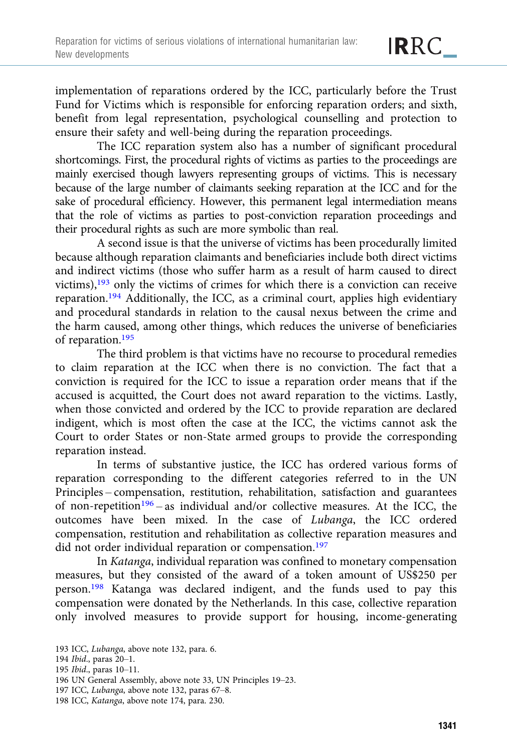implementation of reparations ordered by the ICC, particularly before the Trust Fund for Victims which is responsible for enforcing reparation orders; and sixth, benefit from legal representation, psychological counselling and protection to ensure their safety and well-being during the reparation proceedings.

The ICC reparation system also has a number of significant procedural shortcomings. First, the procedural rights of victims as parties to the proceedings are mainly exercised though lawyers representing groups of victims. This is necessary because of the large number of claimants seeking reparation at the ICC and for the sake of procedural efficiency. However, this permanent legal intermediation means that the role of victims as parties to post-conviction reparation proceedings and their procedural rights as such are more symbolic than real.

A second issue is that the universe of victims has been procedurally limited because although reparation claimants and beneficiaries include both direct victims and indirect victims (those who suffer harm as a result of harm caused to direct victims),[193] only the victims of crimes for which there is a conviction can receive reparation.[194] Additionally, the ICC, as a criminal court, applies high evidentiary and procedural standards in relation to the causal nexus between the crime and the harm caused, among other things, which reduces the universe of beneficiaries of reparation.[195]

The third problem is that victims have no recourse to procedural remedies to claim reparation at the ICC when there is no conviction. The fact that a conviction is required for the ICC to issue a reparation order means that if the accused is acquitted, the Court does not award reparation to the victims. Lastly, when those convicted and ordered by the ICC to provide reparation are declared indigent, which is most often the case at the ICC, the victims cannot ask the Court to order States or non-State armed groups to provide the corresponding reparation instead.

In terms of substantive justice, the ICC has ordered various forms of reparation corresponding to the different categories referred to in the UN Principles – compensation, restitution, rehabilitation, satisfaction and guarantees of non-repetition[196] – as individual and/or collective measures. At the ICC, the outcomes have been mixed. In the case of *Lubanga*, the ICC ordered compensation, restitution and rehabilitation as collective reparation measures and did not order individual reparation or compensation.[197]

In *Katanga*, individual reparation was confined to monetary compensation measures, but they consisted of the award of a token amount of US$250 per person.[198] Katanga was declared indigent, and the funds used to pay this compensation were donated by the Netherlands. In this case, collective reparation only involved measures to provide support for housing, income-generating

193 ICC, *Lubanga*, above note 132, para. 6.

194 *Ibid*., paras 20–1.

195 *Ibid*., paras 10–11.

196 UN General Assembly, above note 33, UN Principles 19–23.

197 ICC, *Lubanga*, above note 132, paras 67–8.

198 ICC, *Katanga*, above note 174, para. 230.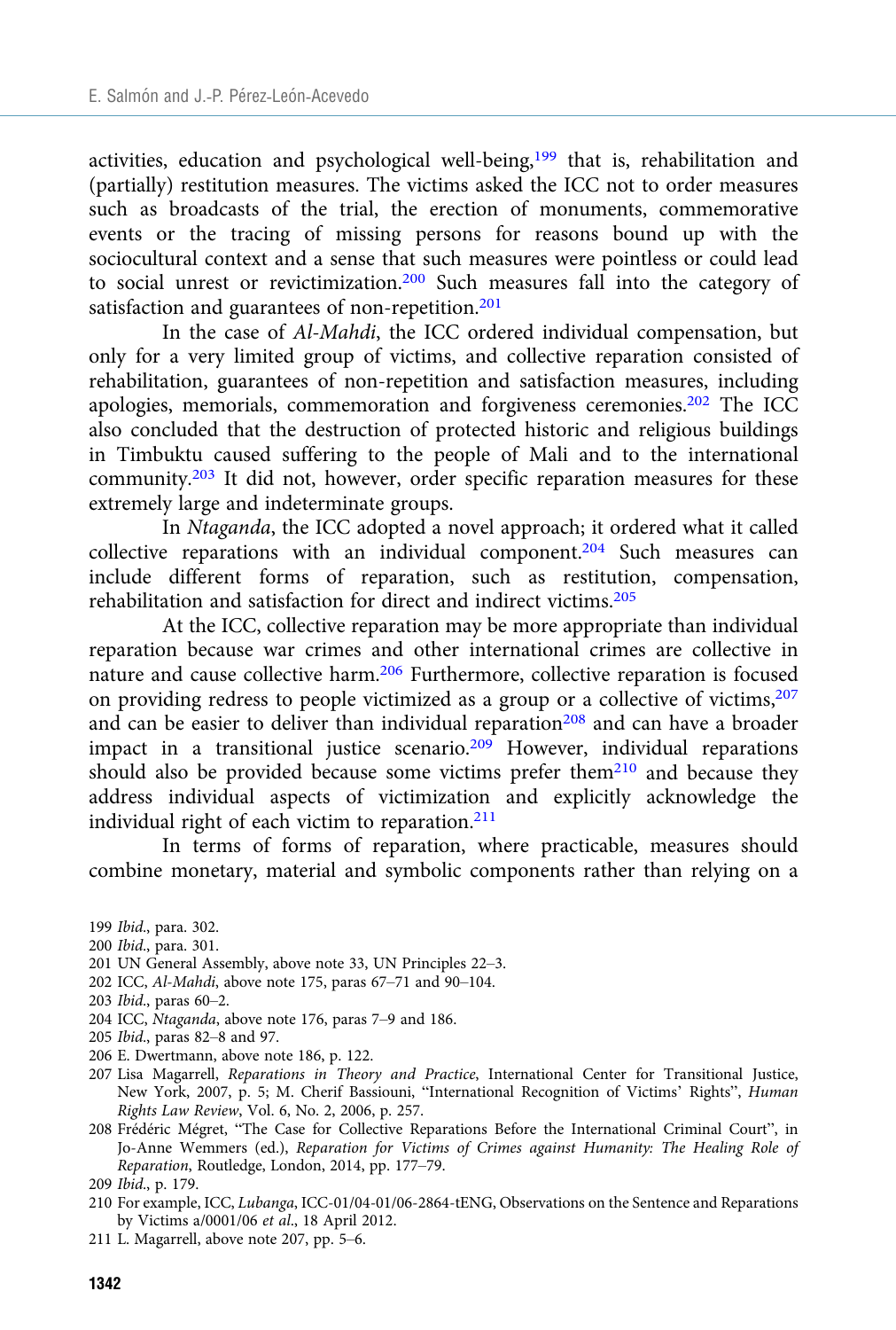activities, education and psychological well-being,[199] that is, rehabilitation and (partially) restitution measures. The victims asked the ICC not to order measures such as broadcasts of the trial, the erection of monuments, commemorative events or the tracing of missing persons for reasons bound up with the sociocultural context and a sense that such measures were pointless or could lead to social unrest or revictimization.[200] Such measures fall into the category of satisfaction and guarantees of non-repetition.[201]

In the case of *Al-Mahdi*, the ICC ordered individual compensation, but only for a very limited group of victims, and collective reparation consisted of rehabilitation, guarantees of non-repetition and satisfaction measures, including apologies, memorials, commemoration and forgiveness ceremonies.[202] The ICC also concluded that the destruction of protected historic and religious buildings in Timbuktu caused suffering to the people of Mali and to the international community.[203] It did not, however, order specific reparation measures for these extremely large and indeterminate groups.

In *Ntaganda*, the ICC adopted a novel approach; it ordered what it called collective reparations with an individual component.[204] Such measures can include different forms of reparation, such as restitution, compensation, rehabilitation and satisfaction for direct and indirect victims.[205]

At the ICC, collective reparation may be more appropriate than individual reparation because war crimes and other international crimes are collective in nature and cause collective harm.[206] Furthermore, collective reparation is focused on providing redress to people victimized as a group or a collective of victims,[207] and can be easier to deliver than individual reparation[208] and can have a broader impact in a transitional justice scenario.[209] However, individual reparations should also be provided because some victims prefer them[210] and because they address individual aspects of victimization and explicitly acknowledge the individual right of each victim to reparation.[211]

In terms of forms of reparation, where practicable, measures should combine monetary, material and symbolic components rather than relying on a

199 *Ibid*., para. 302.

200 *Ibid*., para. 301.

201 UN General Assembly, above note 33, UN Principles 22–3.

202 ICC, *Al-Mahdi*, above note 175, paras 67–71 and 90–104.

203 *Ibid*., paras 60–2.

204 ICC, *Ntaganda*, above note 176, paras 7–9 and 186.

205 *Ibid*., paras 82–8 and 97.

206 E. Dwertmann, above note 186, p. 122.

207 Lisa Magarrell, *Reparations in Theory and Practice*, International Center for Transitional Justice, New York, 2007, p. 5; M. Cherif Bassiouni, "International Recognition of Victims' Rights", *Human Rights Law Review*, Vol. 6, No. 2, 2006, p. 257.

208 Frédéric Mégret, "The Case for Collective Reparations Before the International Criminal Court", in Jo-Anne Wemmers (ed.), *Reparation for Victims of Crimes against Humanity: The Healing Role of Reparation*, Routledge, London, 2014, pp. 177–79.

209 *Ibid*., p. 179.

210 For example, ICC, *Lubanga*, ICC-01/04-01/06-2864-tENG, Observations on the Sentence and Reparations by Victims a/0001/06 *et al*., 18 April 2012.

211 L. Magarrell, above note 207, pp. 5–6.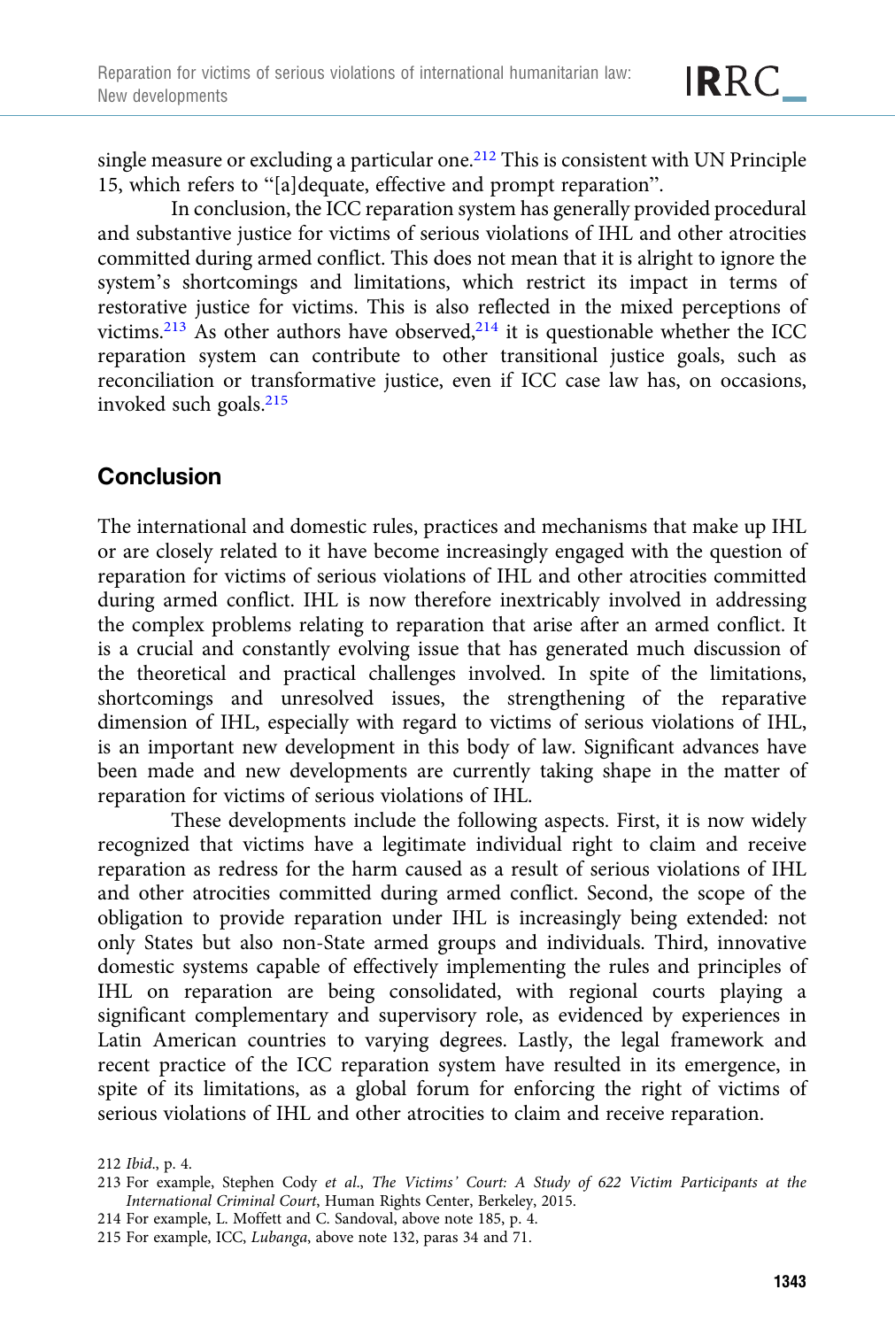single measure or excluding a particular one.[212] This is consistent with UN Principle 15, which refers to "[a]dequate, effective and prompt reparation".

In conclusion, the ICC reparation system has generally provided procedural and substantive justice for victims of serious violations of IHL and other atrocities committed during armed conflict. This does not mean that it is alright to ignore the system's shortcomings and limitations, which restrict its impact in terms of restorative justice for victims. This is also reflected in the mixed perceptions of victims.[213] As other authors have observed,[214] it is questionable whether the ICC reparation system can contribute to other transitional justice goals, such as reconciliation or transformative justice, even if ICC case law has, on occasions, invoked such goals.[215]

## Conclusion

The international and domestic rules, practices and mechanisms that make up IHL or are closely related to it have become increasingly engaged with the question of reparation for victims of serious violations of IHL and other atrocities committed during armed conflict. IHL is now therefore inextricably involved in addressing the complex problems relating to reparation that arise after an armed conflict. It is a crucial and constantly evolving issue that has generated much discussion of the theoretical and practical challenges involved. In spite of the limitations, shortcomings and unresolved issues, the strengthening of the reparative dimension of IHL, especially with regard to victims of serious violations of IHL, is an important new development in this body of law. Significant advances have been made and new developments are currently taking shape in the matter of reparation for victims of serious violations of IHL.

These developments include the following aspects. First, it is now widely recognized that victims have a legitimate individual right to claim and receive reparation as redress for the harm caused as a result of serious violations of IHL and other atrocities committed during armed conflict. Second, the scope of the obligation to provide reparation under IHL is increasingly being extended: not only States but also non-State armed groups and individuals. Third, innovative domestic systems capable of effectively implementing the rules and principles of IHL on reparation are being consolidated, with regional courts playing a significant complementary and supervisory role, as evidenced by experiences in Latin American countries to varying degrees. Lastly, the legal framework and recent practice of the ICC reparation system have resulted in its emergence, in spite of its limitations, as a global forum for enforcing the right of victims of serious violations of IHL and other atrocities to claim and receive reparation.

212 *Ibid.*, p. 4.

213 For example, Stephen Cody *et al.*, *The Victims' Court: A Study of 622 Victim Participants at the International Criminal Court*, Human Rights Center, Berkeley, 2015.

214 For example, L. Moffett and C. Sandoval, above note 185, p. 4.

215 For example, ICC, *Lubanga*, above note 132, paras 34 and 71.